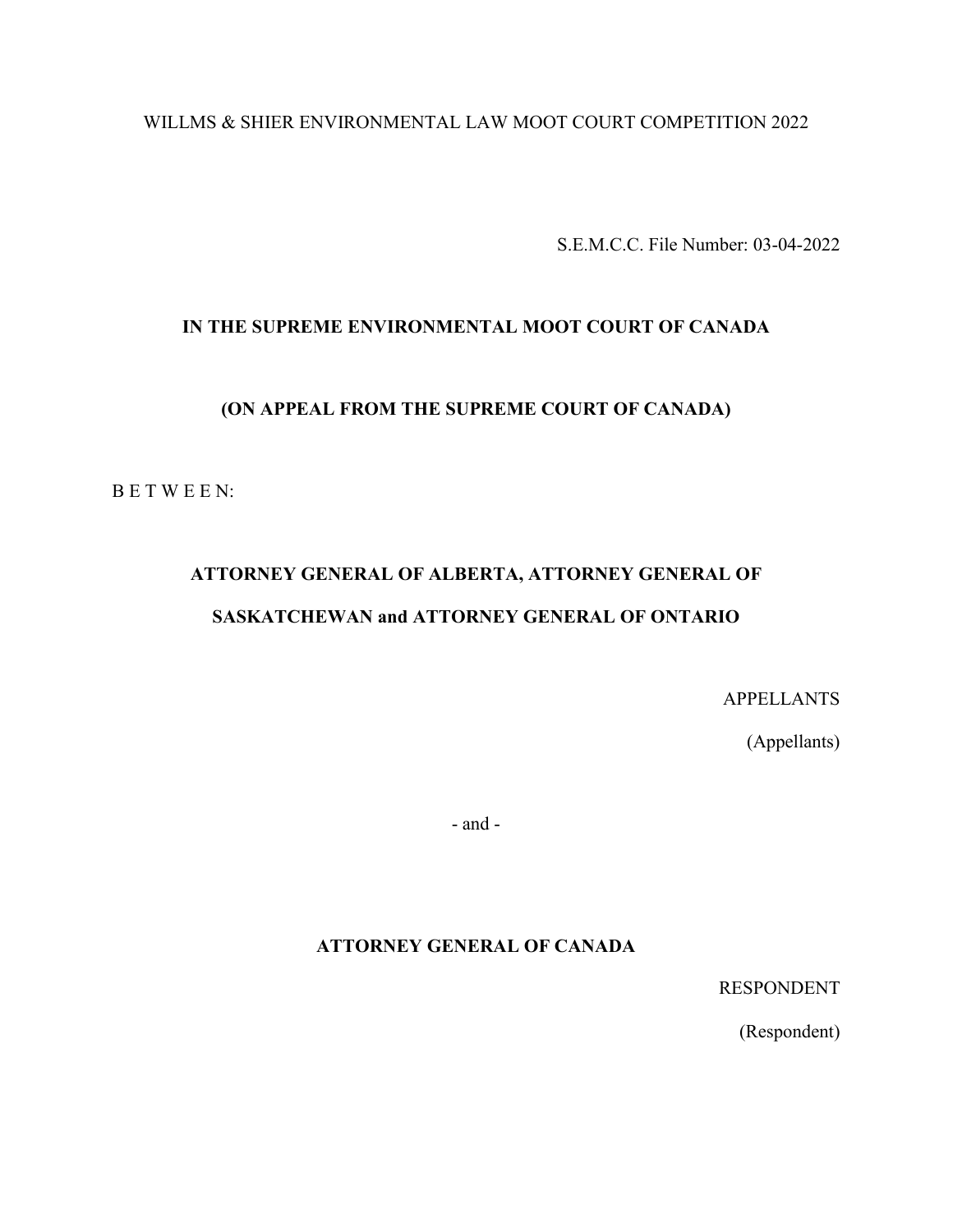WILLMS & SHIER ENVIRONMENTAL LAW MOOT COURT COMPETITION 2022

S.E.M.C.C. File Number: 03-04-2022

**IN THE SUPREME ENVIRONMENTAL MOOT COURT OF CANADA**

**(ON APPEAL FROM THE SUPREME COURT OF CANADA)**

B E T W E E N:

**ATTORNEY GENERAL OF ALBERTA, ATTORNEY GENERAL OF SASKATCHEWAN and ATTORNEY GENERAL OF ONTARIO**

APPELLANTS

(Appellants)

\- and -

**ATTORNEY GENERAL OF CANADA**

RESPONDENT

(Respondent)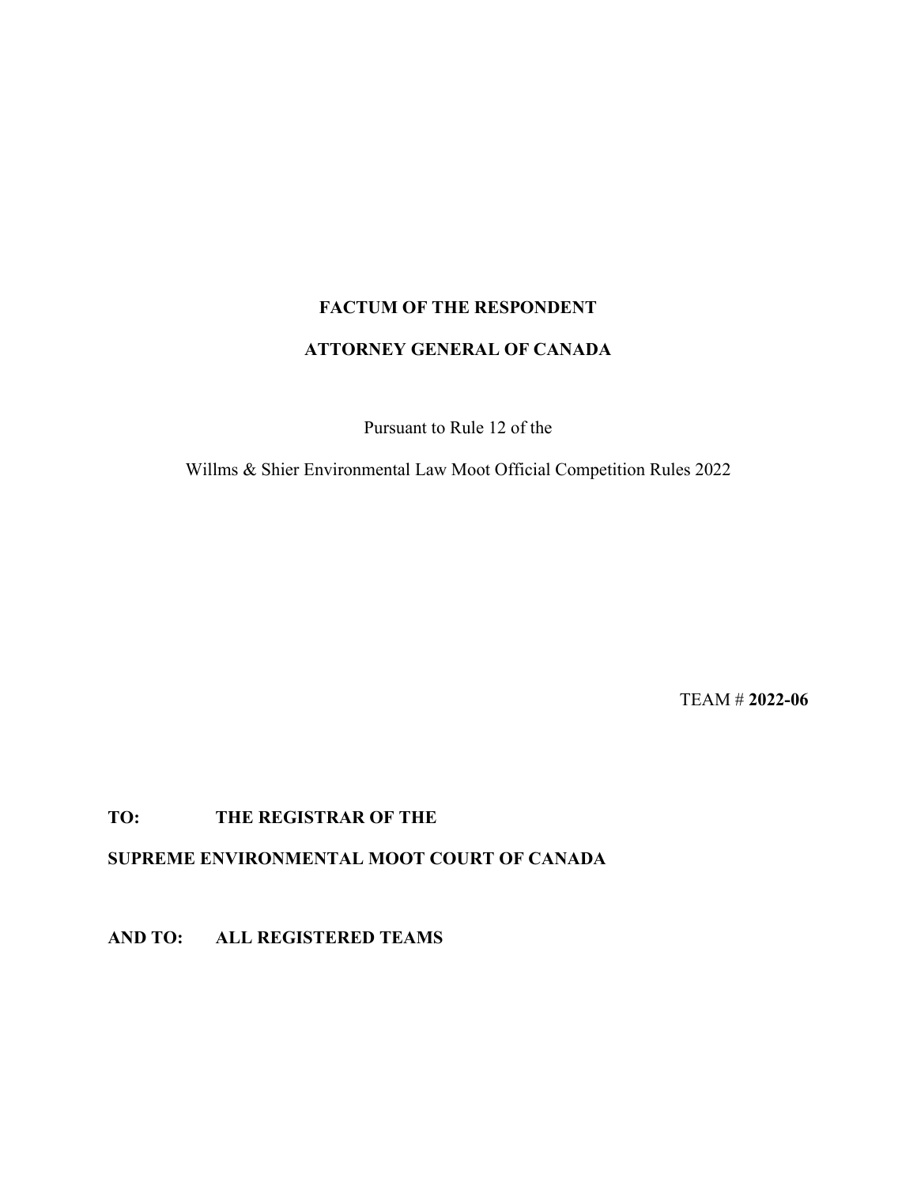**FACTUM OF THE RESPONDENT**

**ATTORNEY GENERAL OF CANADA**

Pursuant to Rule 12 of the

Willms & Shier Environmental Law Moot Official Competition Rules 2022

TEAM # **2022-06**

**TO: THE REGISTRAR OF THE**

**SUPREME ENVIRONMENTAL MOOT COURT OF CANADA**

**AND TO: ALL REGISTERED TEAMS**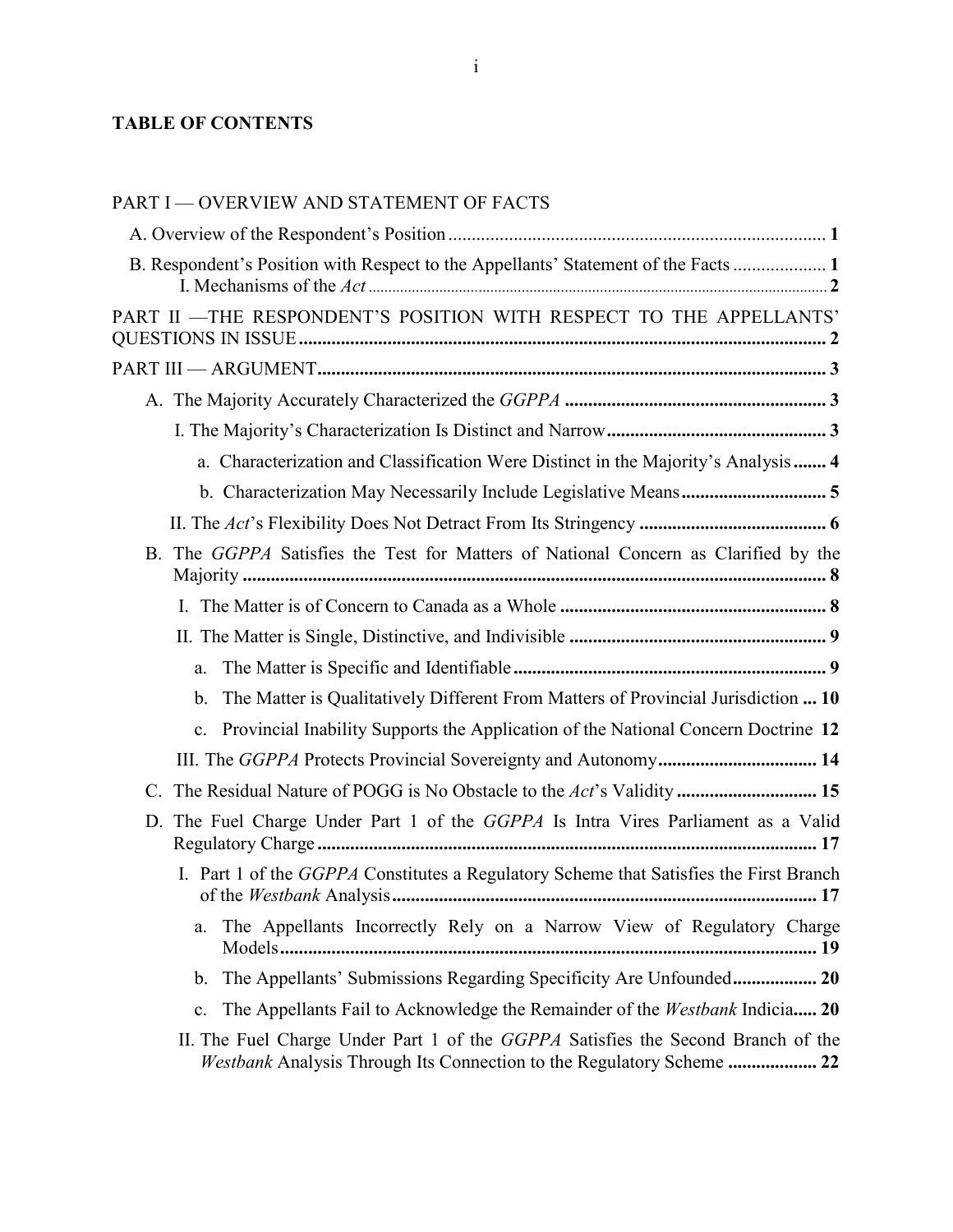## TABLE OF CONTENTS

PART I — OVERVIEW AND STATEMENT OF FACTS

- A. Overview of the Respondent's Position ........ **1**
- B. Respondent's Position with Respect to the Appellants' Statement of the Facts ........ **1**
  - I. Mechanisms of the *Act* ........ **2**

PART II —THE RESPONDENT'S POSITION WITH RESPECT TO THE APPELLANTS' QUESTIONS IN ISSUE ........ **2**

PART III — ARGUMENT ........ **3**

- A. The Majority Accurately Characterized the *GGPPA* ........ **3**
  - I. The Majority's Characterization Is Distinct and Narrow ........ **3**
    - a. Characterization and Classification Were Distinct in the Majority's Analysis ........ **4**
    - b. Characterization May Necessarily Include Legislative Means ........ **5**
  - II. The *Act*'s Flexibility Does Not Detract From Its Stringency ........ **6**
- B. The *GGPPA* Satisfies the Test for Matters of National Concern as Clarified by the Majority ........ **8**
  - I. The Matter is of Concern to Canada as a Whole ........ **8**
  - II. The Matter is Single, Distinctive, and Indivisible ........ **9**
    - a. The Matter is Specific and Identifiable ........ **9**
    - b. The Matter is Qualitatively Different From Matters of Provincial Jurisdiction ... **10**
    - c. Provincial Inability Supports the Application of the National Concern Doctrine **12**
  - III. The *GGPPA* Protects Provincial Sovereignty and Autonomy ........ **14**
- C. The Residual Nature of POGG is No Obstacle to the *Act*'s Validity ........ **15**
- D. The Fuel Charge Under Part 1 of the *GGPPA* Is Intra Vires Parliament as a Valid Regulatory Charge ........ **17**
  - I. Part 1 of the *GGPPA* Constitutes a Regulatory Scheme that Satisfies the First Branch of the *Westbank* Analysis ........ **17**
    - a. The Appellants Incorrectly Rely on a Narrow View of Regulatory Charge Models ........ **19**
    - b. The Appellants' Submissions Regarding Specificity Are Unfounded ........ **20**
    - c. The Appellants Fail to Acknowledge the Remainder of the *Westbank* Indicia..... **20**
  - II. The Fuel Charge Under Part 1 of the *GGPPA* Satisfies the Second Branch of the *Westbank* Analysis Through Its Connection to the Regulatory Scheme ........ **22**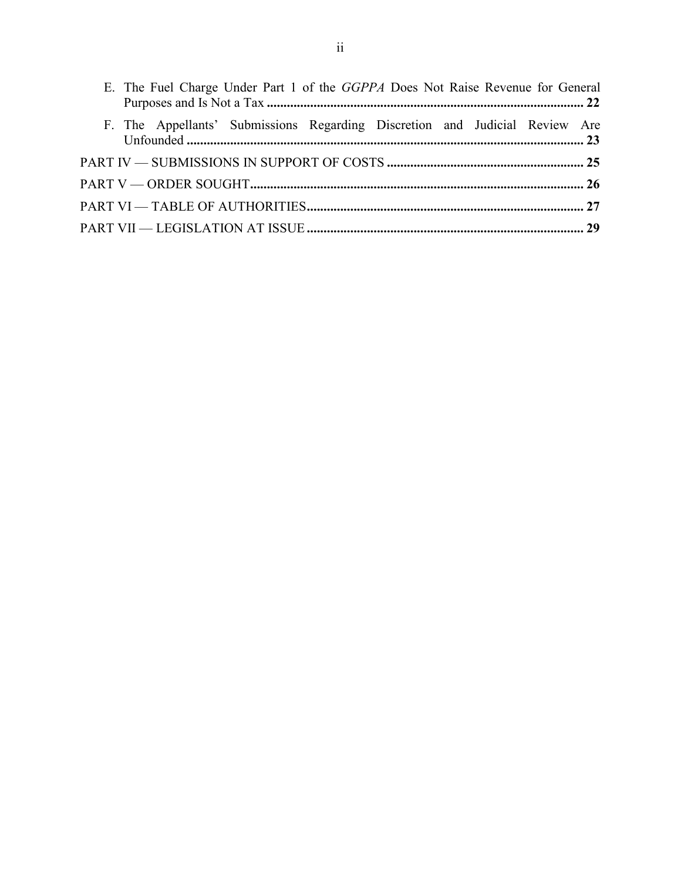E. The Fuel Charge Under Part 1 of the *GGPPA* Does Not Raise Revenue for General Purposes and Is Not a Tax ........................................................................................ **22**

F. The Appellants' Submissions Regarding Discretion and Judicial Review Are Unfounded ................................................................................................................ **23**

PART IV — SUBMISSIONS IN SUPPORT OF COSTS ........................................................ **25**

PART V — ORDER SOUGHT.............................................................................................. **26**

PART VI — TABLE OF AUTHORITIES.............................................................................. **27**

PART VII — LEGISLATION AT ISSUE .............................................................................. **29**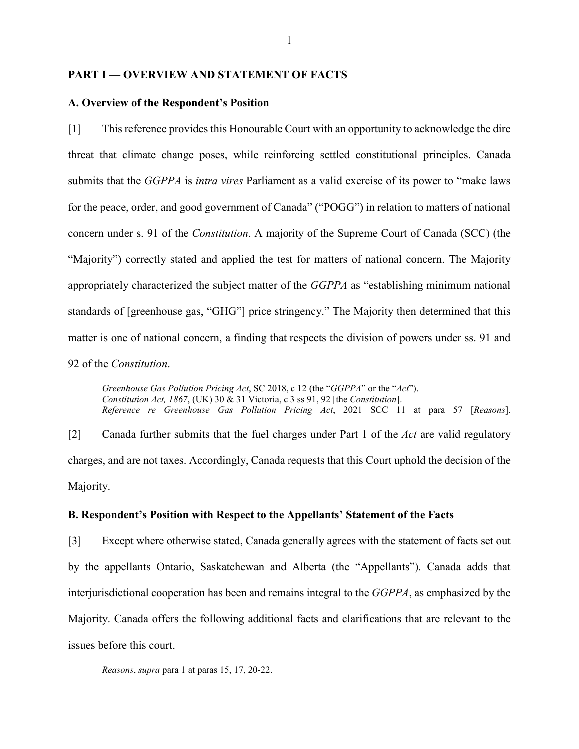## PART I — OVERVIEW AND STATEMENT OF FACTS

### A. Overview of the Respondent's Position

[1] This reference provides this Honourable Court with an opportunity to acknowledge the dire threat that climate change poses, while reinforcing settled constitutional principles. Canada submits that the *GGPPA* is *intra vires* Parliament as a valid exercise of its power to "make laws for the peace, order, and good government of Canada" ("POGG") in relation to matters of national concern under s. 91 of the *Constitution*. A majority of the Supreme Court of Canada (SCC) (the "Majority") correctly stated and applied the test for matters of national concern. The Majority appropriately characterized the subject matter of the *GGPPA* as "establishing minimum national standards of [greenhouse gas, "GHG"] price stringency." The Majority then determined that this matter is one of national concern, a finding that respects the division of powers under ss. 91 and 92 of the *Constitution*.

> *Greenhouse Gas Pollution Pricing Act*, SC 2018, c 12 (the "*GGPPA*" or the "*Act*").
> *Constitution Act, 1867*, (UK) 30 & 31 Victoria, c 3 ss 91, 92 [the *Constitution*].
> *Reference re Greenhouse Gas Pollution Pricing Act*, 2021 SCC 11 at para 57 [*Reasons*].

[2] Canada further submits that the fuel charges under Part 1 of the *Act* are valid regulatory charges, and are not taxes. Accordingly, Canada requests that this Court uphold the decision of the Majority.

### B. Respondent's Position with Respect to the Appellants' Statement of the Facts

[3] Except where otherwise stated, Canada generally agrees with the statement of facts set out by the appellants Ontario, Saskatchewan and Alberta (the "Appellants"). Canada adds that interjurisdictional cooperation has been and remains integral to the *GGPPA*, as emphasized by the Majority. Canada offers the following additional facts and clarifications that are relevant to the issues before this court.

> *Reasons*, *supra* para 1 at paras 15, 17, 20-22.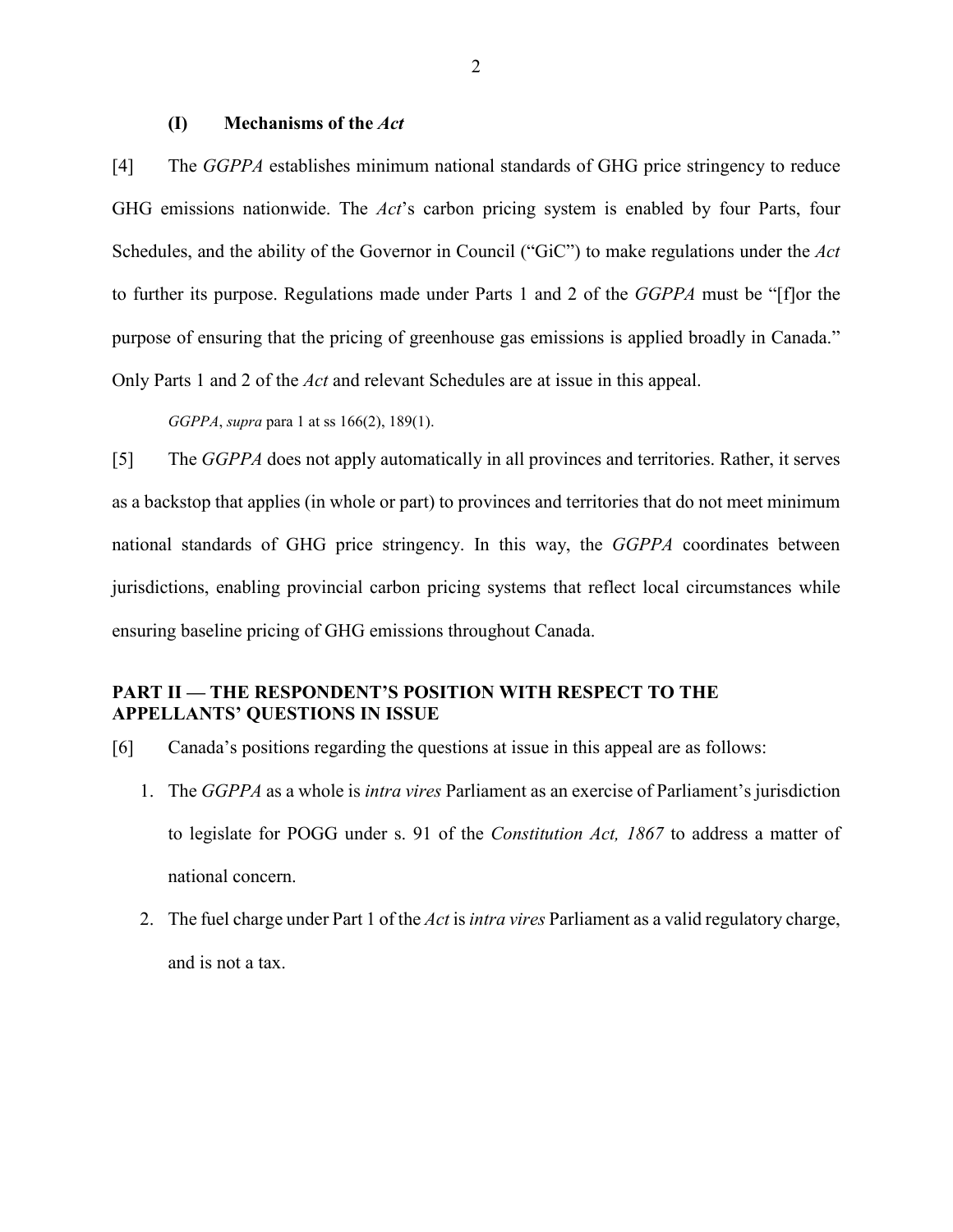### (I) Mechanisms of the *Act*

[4] The *GGPPA* establishes minimum national standards of GHG price stringency to reduce GHG emissions nationwide. The *Act*'s carbon pricing system is enabled by four Parts, four Schedules, and the ability of the Governor in Council ("GiC") to make regulations under the *Act* to further its purpose. Regulations made under Parts 1 and 2 of the *GGPPA* must be "[f]or the purpose of ensuring that the pricing of greenhouse gas emissions is applied broadly in Canada." Only Parts 1 and 2 of the *Act* and relevant Schedules are at issue in this appeal.

> *GGPPA*, *supra* para 1 at ss 166(2), 189(1).

[5] The *GGPPA* does not apply automatically in all provinces and territories. Rather, it serves as a backstop that applies (in whole or part) to provinces and territories that do not meet minimum national standards of GHG price stringency. In this way, the *GGPPA* coordinates between jurisdictions, enabling provincial carbon pricing systems that reflect local circumstances while ensuring baseline pricing of GHG emissions throughout Canada.

## PART II — THE RESPONDENT'S POSITION WITH RESPECT TO THE APPELLANTS' QUESTIONS IN ISSUE

[6] Canada's positions regarding the questions at issue in this appeal are as follows:

1. The *GGPPA* as a whole is *intra vires* Parliament as an exercise of Parliament's jurisdiction to legislate for POGG under s. 91 of the *Constitution Act, 1867* to address a matter of national concern.
2. The fuel charge under Part 1 of the *Act* is *intra vires* Parliament as a valid regulatory charge, and is not a tax.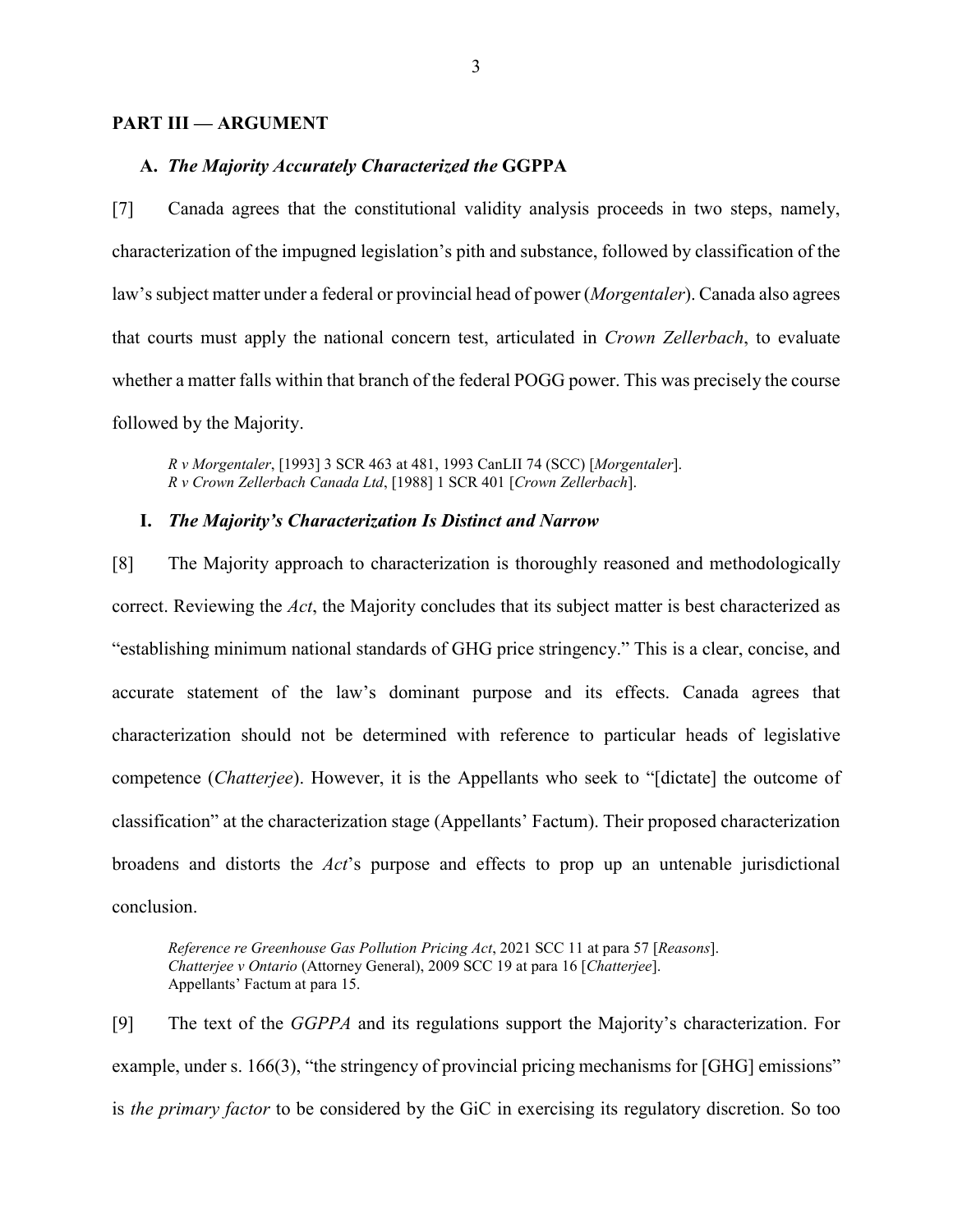## PART III — ARGUMENT

### A. *The Majority Accurately Characterized the* GGPPA

[7] Canada agrees that the constitutional validity analysis proceeds in two steps, namely, characterization of the impugned legislation's pith and substance, followed by classification of the law's subject matter under a federal or provincial head of power (*Morgentaler*). Canada also agrees that courts must apply the national concern test, articulated in *Crown Zellerbach*, to evaluate whether a matter falls within that branch of the federal POGG power. This was precisely the course followed by the Majority.

> *R v Morgentaler*, [1993] 3 SCR 463 at 481, 1993 CanLII 74 (SCC) [*Morgentaler*].
> *R v Crown Zellerbach Canada Ltd*, [1988] 1 SCR 401 [*Crown Zellerbach*].

#### I. *The Majority's Characterization Is Distinct and Narrow*

[8] The Majority approach to characterization is thoroughly reasoned and methodologically correct. Reviewing the *Act*, the Majority concludes that its subject matter is best characterized as "establishing minimum national standards of GHG price stringency." This is a clear, concise, and accurate statement of the law's dominant purpose and its effects. Canada agrees that characterization should not be determined with reference to particular heads of legislative competence (*Chatterjee*). However, it is the Appellants who seek to "[dictate] the outcome of classification" at the characterization stage (Appellants' Factum). Their proposed characterization broadens and distorts the *Act*'s purpose and effects to prop up an untenable jurisdictional conclusion.

> *Reference re Greenhouse Gas Pollution Pricing Act*, 2021 SCC 11 at para 57 [*Reasons*].
> *Chatterjee v Ontario* (Attorney General), 2009 SCC 19 at para 16 [*Chatterjee*].
> Appellants' Factum at para 15.

[9] The text of the *GGPPA* and its regulations support the Majority's characterization. For example, under s. 166(3), "the stringency of provincial pricing mechanisms for [GHG] emissions" is *the primary factor* to be considered by the GiC in exercising its regulatory discretion. So too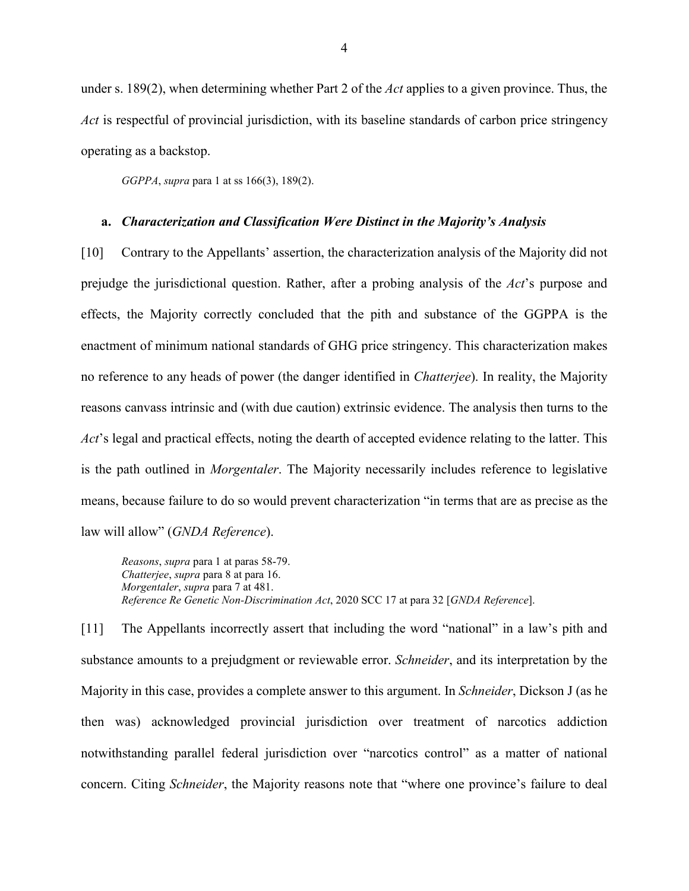under s. 189(2), when determining whether Part 2 of the *Act* applies to a given province. Thus, the *Act* is respectful of provincial jurisdiction, with its baseline standards of carbon price stringency operating as a backstop.

> *GGPPA*, *supra* para 1 at ss 166(3), 189(2).

### a. *Characterization and Classification Were Distinct in the Majority's Analysis*

[10] Contrary to the Appellants' assertion, the characterization analysis of the Majority did not prejudge the jurisdictional question. Rather, after a probing analysis of the *Act*'s purpose and effects, the Majority correctly concluded that the pith and substance of the GGPPA is the enactment of minimum national standards of GHG price stringency. This characterization makes no reference to any heads of power (the danger identified in *Chatterjee*). In reality, the Majority reasons canvass intrinsic and (with due caution) extrinsic evidence. The analysis then turns to the *Act*'s legal and practical effects, noting the dearth of accepted evidence relating to the latter. This is the path outlined in *Morgentaler*. The Majority necessarily includes reference to legislative means, because failure to do so would prevent characterization "in terms that are as precise as the law will allow" (*GNDA Reference*).

> *Reasons*, *supra* para 1 at paras 58-79.
> *Chatterjee*, *supra* para 8 at para 16.
> *Morgentaler*, *supra* para 7 at 481.
> *Reference Re Genetic Non-Discrimination Act*, 2020 SCC 17 at para 32 [*GNDA Reference*].

[11] The Appellants incorrectly assert that including the word "national" in a law's pith and substance amounts to a prejudgment or reviewable error. *Schneider*, and its interpretation by the Majority in this case, provides a complete answer to this argument. In *Schneider*, Dickson J (as he then was) acknowledged provincial jurisdiction over treatment of narcotics addiction notwithstanding parallel federal jurisdiction over "narcotics control" as a matter of national concern. Citing *Schneider*, the Majority reasons note that "where one province's failure to deal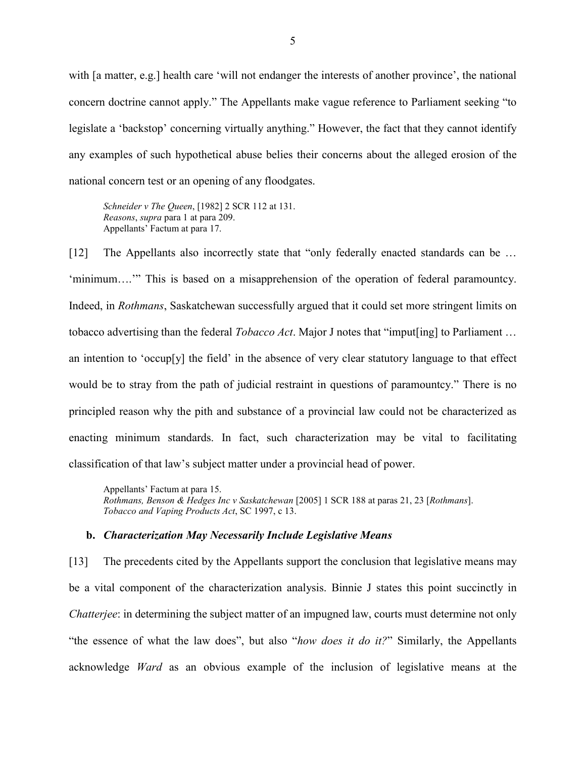with [a matter, e.g.] health care 'will not endanger the interests of another province', the national concern doctrine cannot apply." The Appellants make vague reference to Parliament seeking "to legislate a 'backstop' concerning virtually anything." However, the fact that they cannot identify any examples of such hypothetical abuse belies their concerns about the alleged erosion of the national concern test or an opening of any floodgates.

> *Schneider v The Queen*, [1982] 2 SCR 112 at 131.
> *Reasons*, *supra* para 1 at para 209.
> Appellants' Factum at para 17.

[12] The Appellants also incorrectly state that "only federally enacted standards can be … 'minimum….'" This is based on a misapprehension of the operation of federal paramountcy. Indeed, in *Rothmans*, Saskatchewan successfully argued that it could set more stringent limits on tobacco advertising than the federal *Tobacco Act*. Major J notes that "imput[ing] to Parliament … an intention to 'occup[y] the field' in the absence of very clear statutory language to that effect would be to stray from the path of judicial restraint in questions of paramountcy." There is no principled reason why the pith and substance of a provincial law could not be characterized as enacting minimum standards. In fact, such characterization may be vital to facilitating classification of that law's subject matter under a provincial head of power.

> Appellants' Factum at para 15.
> *Rothmans, Benson & Hedges Inc v Saskatchewan* [2005] 1 SCR 188 at paras 21, 23 [*Rothmans*].
> *Tobacco and Vaping Products Act*, SC 1997, c 13.

### b. *Characterization May Necessarily Include Legislative Means*

[13] The precedents cited by the Appellants support the conclusion that legislative means may be a vital component of the characterization analysis. Binnie J states this point succinctly in *Chatterjee*: in determining the subject matter of an impugned law, courts must determine not only "the essence of what the law does", but also "*how does it do it?*" Similarly, the Appellants acknowledge *Ward* as an obvious example of the inclusion of legislative means at the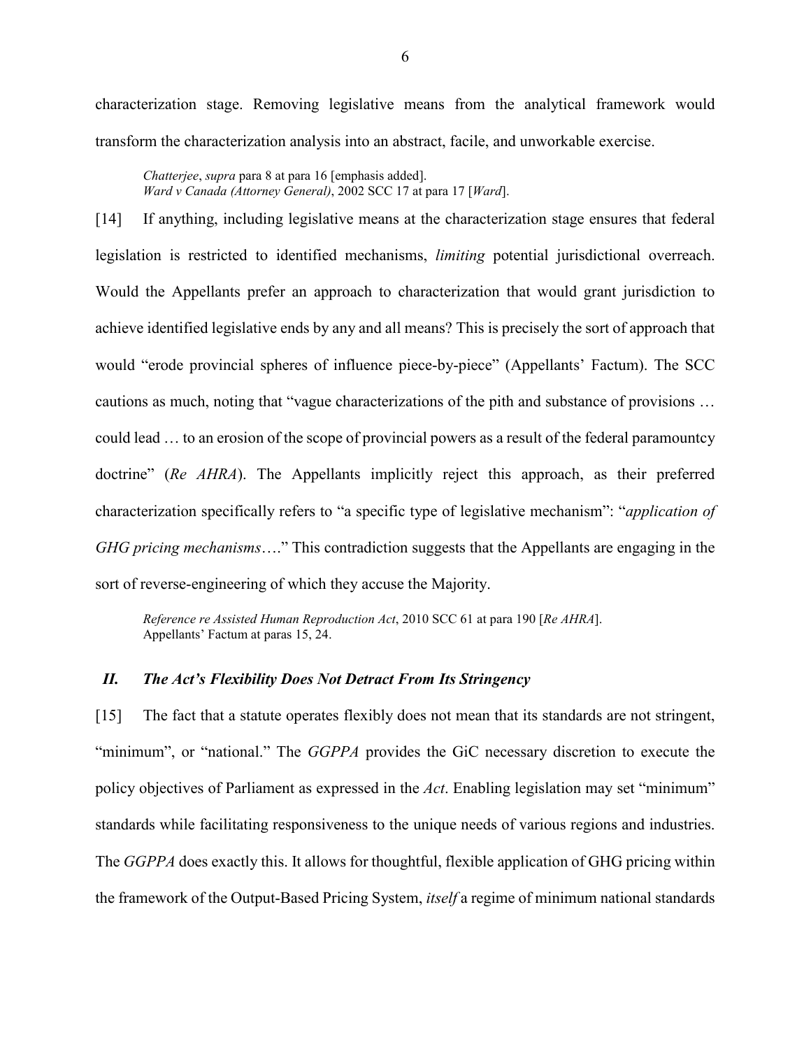characterization stage. Removing legislative means from the analytical framework would transform the characterization analysis into an abstract, facile, and unworkable exercise.

> *Chatterjee*, *supra* para 8 at para 16 [emphasis added].
> *Ward v Canada (Attorney General)*, 2002 SCC 17 at para 17 [*Ward*].

[14] If anything, including legislative means at the characterization stage ensures that federal legislation is restricted to identified mechanisms, *limiting* potential jurisdictional overreach. Would the Appellants prefer an approach to characterization that would grant jurisdiction to achieve identified legislative ends by any and all means? This is precisely the sort of approach that would "erode provincial spheres of influence piece-by-piece" (Appellants' Factum). The SCC cautions as much, noting that "vague characterizations of the pith and substance of provisions … could lead … to an erosion of the scope of provincial powers as a result of the federal paramountcy doctrine" (*Re AHRA*). The Appellants implicitly reject this approach, as their preferred characterization specifically refers to "a specific type of legislative mechanism": "*application of GHG pricing mechanisms*…." This contradiction suggests that the Appellants are engaging in the sort of reverse-engineering of which they accuse the Majority.

> *Reference re Assisted Human Reproduction Act*, 2010 SCC 61 at para 190 [*Re AHRA*].
> Appellants' Factum at paras 15, 24.

### *II. The Act's Flexibility Does Not Detract From Its Stringency*

[15] The fact that a statute operates flexibly does not mean that its standards are not stringent, "minimum", or "national." The *GGPPA* provides the GiC necessary discretion to execute the policy objectives of Parliament as expressed in the *Act*. Enabling legislation may set "minimum" standards while facilitating responsiveness to the unique needs of various regions and industries. The *GGPPA* does exactly this. It allows for thoughtful, flexible application of GHG pricing within the framework of the Output-Based Pricing System, *itself* a regime of minimum national standards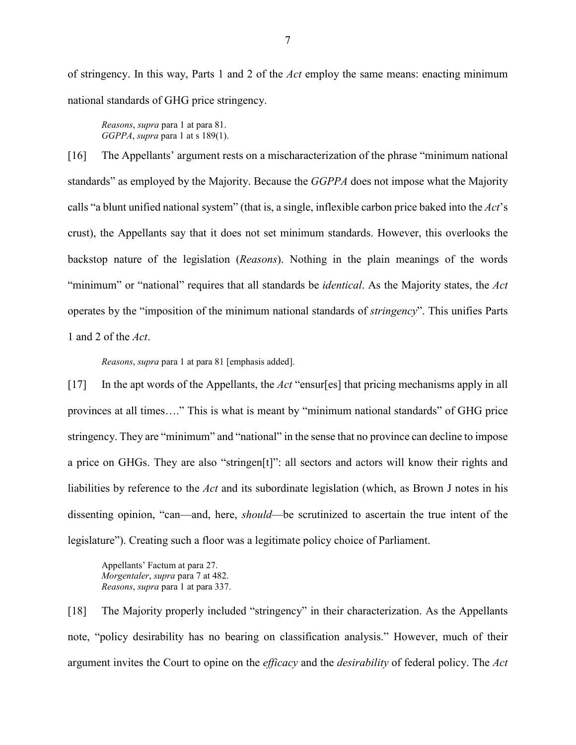of stringency. In this way, Parts 1 and 2 of the *Act* employ the same means: enacting minimum national standards of GHG price stringency.

> *Reasons*, *supra* para 1 at para 81.
> *GGPPA*, *supra* para 1 at s 189(1).

[16] The Appellants' argument rests on a mischaracterization of the phrase "minimum national standards" as employed by the Majority. Because the *GGPPA* does not impose what the Majority calls "a blunt unified national system" (that is, a single, inflexible carbon price baked into the *Act*'s crust), the Appellants say that it does not set minimum standards. However, this overlooks the backstop nature of the legislation (*Reasons*). Nothing in the plain meanings of the words "minimum" or "national" requires that all standards be *identical*. As the Majority states, the *Act* operates by the "imposition of the minimum national standards of *stringency*". This unifies Parts 1 and 2 of the *Act*.

> *Reasons*, *supra* para 1 at para 81 [emphasis added].

[17] In the apt words of the Appellants, the *Act* "ensur[es] that pricing mechanisms apply in all provinces at all times…." This is what is meant by "minimum national standards" of GHG price stringency. They are "minimum" and "national" in the sense that no province can decline to impose a price on GHGs. They are also "stringen[t]": all sectors and actors will know their rights and liabilities by reference to the *Act* and its subordinate legislation (which, as Brown J notes in his dissenting opinion, "can—and, here, *should*—be scrutinized to ascertain the true intent of the legislature"). Creating such a floor was a legitimate policy choice of Parliament.

> Appellants' Factum at para 27.
> *Morgentaler*, *supra* para 7 at 482.
> *Reasons*, *supra* para 1 at para 337.

[18] The Majority properly included "stringency" in their characterization. As the Appellants note, "policy desirability has no bearing on classification analysis." However, much of their argument invites the Court to opine on the *efficacy* and the *desirability* of federal policy. The *Act*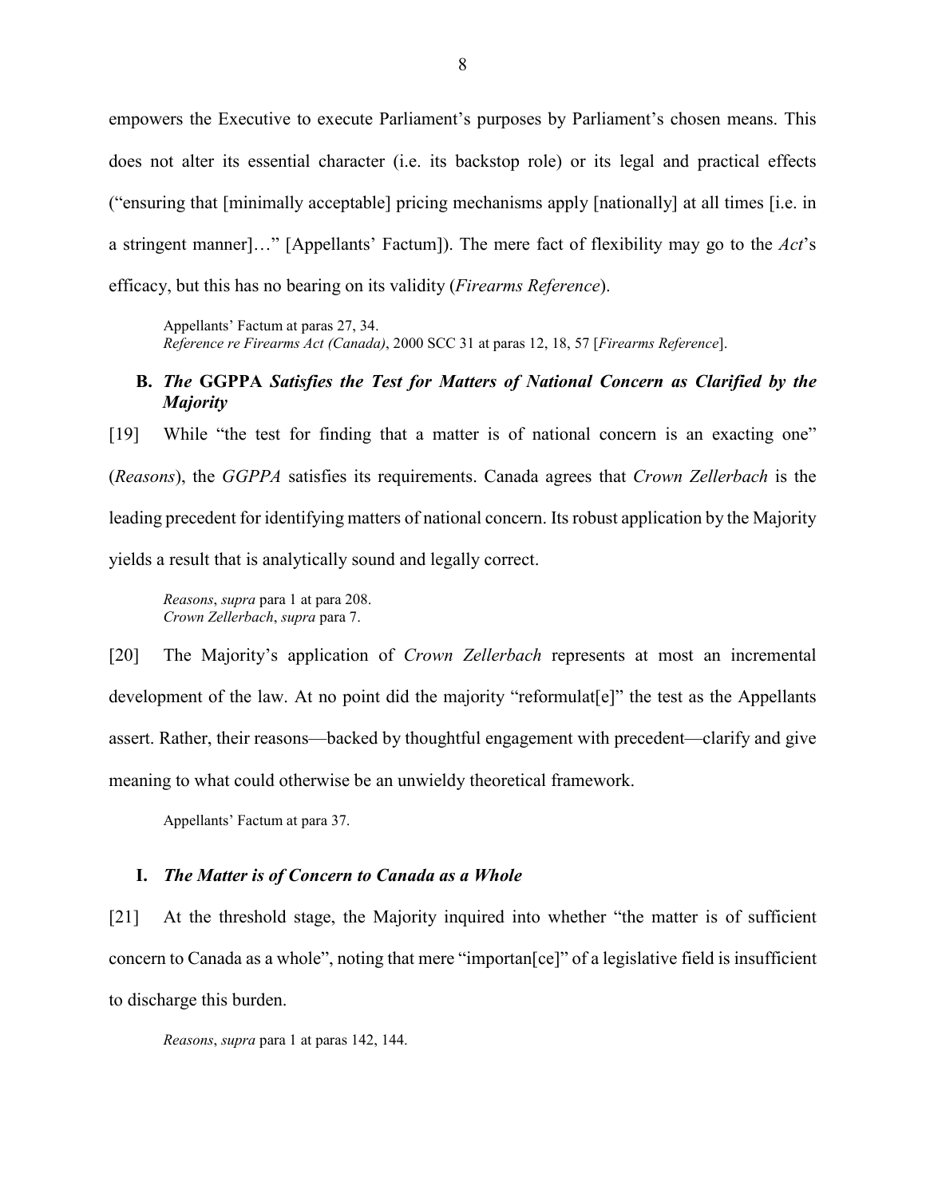empowers the Executive to execute Parliament's purposes by Parliament's chosen means. This does not alter its essential character (i.e. its backstop role) or its legal and practical effects ("ensuring that [minimally acceptable] pricing mechanisms apply [nationally] at all times [i.e. in a stringent manner]…" [Appellants' Factum]). The mere fact of flexibility may go to the *Act*'s efficacy, but this has no bearing on its validity (*Firearms Reference*).

> Appellants' Factum at paras 27, 34.
> *Reference re Firearms Act (Canada)*, 2000 SCC 31 at paras 12, 18, 57 [*Firearms Reference*].

### B. *The* GGPPA *Satisfies the Test for Matters of National Concern as Clarified by the Majority*

[19] While "the test for finding that a matter is of national concern is an exacting one" (*Reasons*), the *GGPPA* satisfies its requirements. Canada agrees that *Crown Zellerbach* is the leading precedent for identifying matters of national concern. Its robust application by the Majority yields a result that is analytically sound and legally correct.

> *Reasons*, *supra* para 1 at para 208.
> *Crown Zellerbach*, *supra* para 7.

[20] The Majority's application of *Crown Zellerbach* represents at most an incremental development of the law. At no point did the majority "reformulat[e]" the test as the Appellants assert. Rather, their reasons—backed by thoughtful engagement with precedent—clarify and give meaning to what could otherwise be an unwieldy theoretical framework.

> Appellants' Factum at para 37.

#### I. *The Matter is of Concern to Canada as a Whole*

[21] At the threshold stage, the Majority inquired into whether "the matter is of sufficient concern to Canada as a whole", noting that mere "importan[ce]" of a legislative field is insufficient to discharge this burden.

> *Reasons*, *supra* para 1 at paras 142, 144.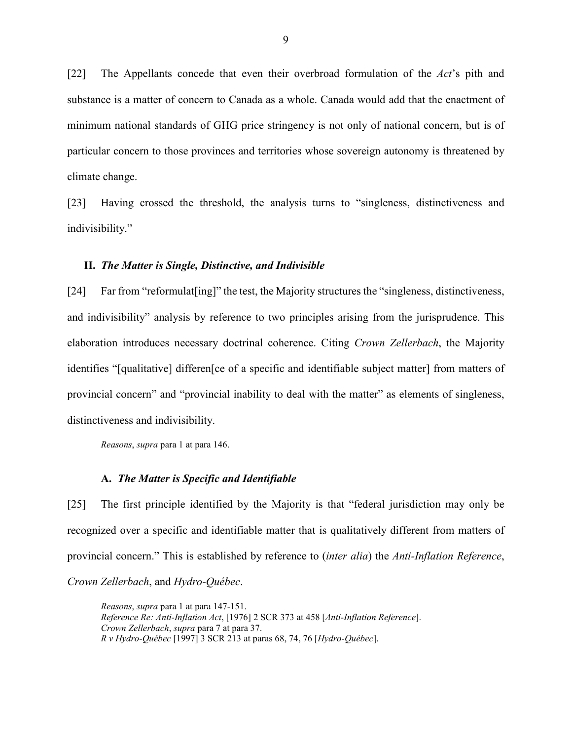[22] The Appellants concede that even their overbroad formulation of the *Act*'s pith and substance is a matter of concern to Canada as a whole. Canada would add that the enactment of minimum national standards of GHG price stringency is not only of national concern, but is of particular concern to those provinces and territories whose sovereign autonomy is threatened by climate change.

[23] Having crossed the threshold, the analysis turns to "singleness, distinctiveness and indivisibility."

## II. *The Matter is Single, Distinctive, and Indivisible*

[24] Far from "reformulat[ing]" the test, the Majority structures the "singleness, distinctiveness, and indivisibility" analysis by reference to two principles arising from the jurisprudence. This elaboration introduces necessary doctrinal coherence. Citing *Crown Zellerbach*, the Majority identifies "[qualitative] differen[ce of a specific and identifiable subject matter] from matters of provincial concern" and "provincial inability to deal with the matter" as elements of singleness, distinctiveness and indivisibility.

> *Reasons*, *supra* para 1 at para 146.

### A. *The Matter is Specific and Identifiable*

[25] The first principle identified by the Majority is that "federal jurisdiction may only be recognized over a specific and identifiable matter that is qualitatively different from matters of provincial concern." This is established by reference to (*inter alia*) the *Anti-Inflation Reference*, *Crown Zellerbach*, and *Hydro-Québec*.

> *Reasons*, *supra* para 1 at para 147-151.
> *Reference Re: Anti-Inflation Act*, [1976] 2 SCR 373 at 458 [*Anti-Inflation Reference*].
> *Crown Zellerbach*, *supra* para 7 at para 37.
> *R v Hydro-Québec* [1997] 3 SCR 213 at paras 68, 74, 76 [*Hydro-Québec*].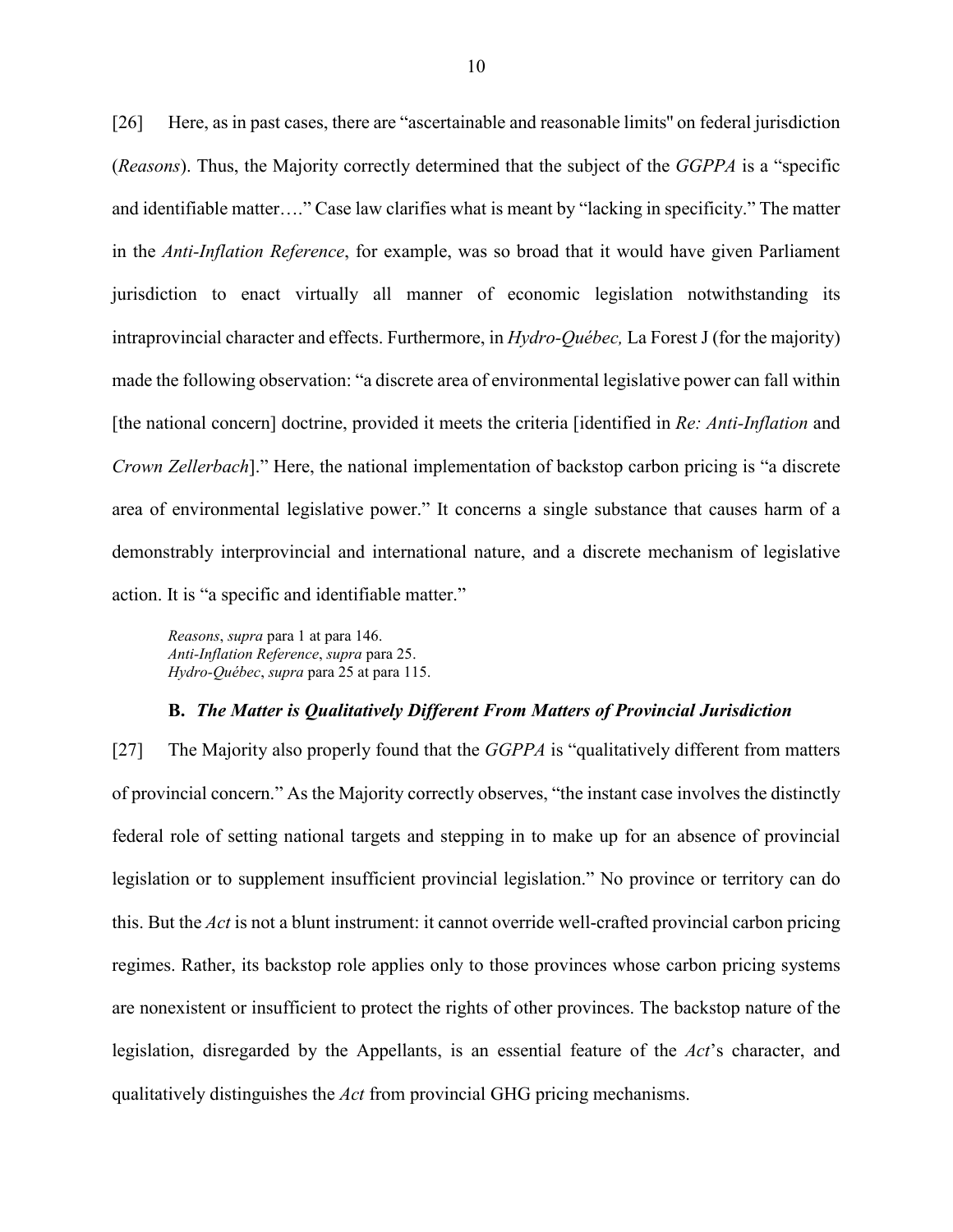[26] Here, as in past cases, there are "ascertainable and reasonable limits" on federal jurisdiction (*Reasons*). Thus, the Majority correctly determined that the subject of the *GGPPA* is a "specific and identifiable matter…." Case law clarifies what is meant by "lacking in specificity." The matter in the *Anti-Inflation Reference*, for example, was so broad that it would have given Parliament jurisdiction to enact virtually all manner of economic legislation notwithstanding its intraprovincial character and effects. Furthermore, in *Hydro-Québec,* La Forest J (for the majority) made the following observation: "a discrete area of environmental legislative power can fall within [the national concern] doctrine, provided it meets the criteria [identified in *Re: Anti-Inflation* and *Crown Zellerbach*]." Here, the national implementation of backstop carbon pricing is "a discrete area of environmental legislative power." It concerns a single substance that causes harm of a demonstrably interprovincial and international nature, and a discrete mechanism of legislative action. It is "a specific and identifiable matter."

> *Reasons*, *supra* para 1 at para 146.
> *Anti-Inflation Reference*, *supra* para 25.
> *Hydro-Québec*, *supra* para 25 at para 115.

### B. *The Matter is Qualitatively Different From Matters of Provincial Jurisdiction*

[27] The Majority also properly found that the *GGPPA* is "qualitatively different from matters of provincial concern." As the Majority correctly observes, "the instant case involves the distinctly federal role of setting national targets and stepping in to make up for an absence of provincial legislation or to supplement insufficient provincial legislation." No province or territory can do this. But the *Act* is not a blunt instrument: it cannot override well-crafted provincial carbon pricing regimes. Rather, its backstop role applies only to those provinces whose carbon pricing systems are nonexistent or insufficient to protect the rights of other provinces. The backstop nature of the legislation, disregarded by the Appellants, is an essential feature of the *Act*'s character, and qualitatively distinguishes the *Act* from provincial GHG pricing mechanisms.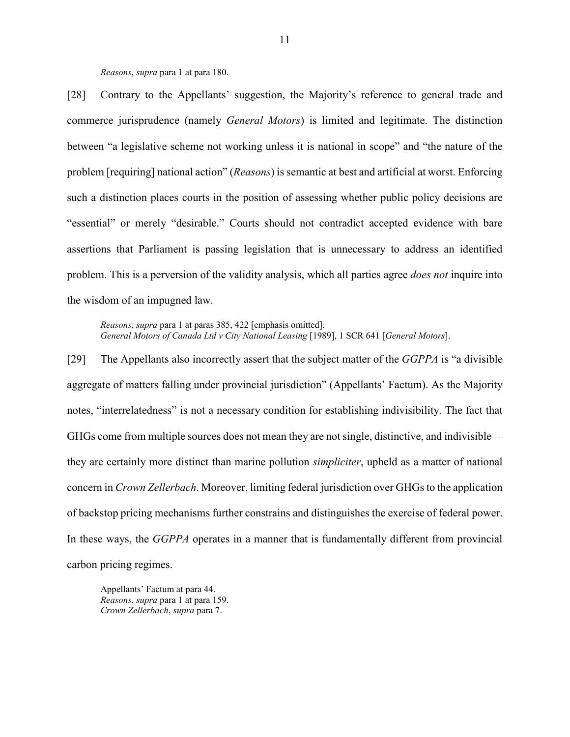*Reasons*, *supra* para 1 at para 180.

[28] Contrary to the Appellants' suggestion, the Majority's reference to general trade and commerce jurisprudence (namely *General Motors*) is limited and legitimate. The distinction between "a legislative scheme not working unless it is national in scope" and "the nature of the problem [requiring] national action" (*Reasons*) is semantic at best and artificial at worst. Enforcing such a distinction places courts in the position of assessing whether public policy decisions are "essential" or merely "desirable." Courts should not contradict accepted evidence with bare assertions that Parliament is passing legislation that is unnecessary to address an identified problem. This is a perversion of the validity analysis, which all parties agree *does not* inquire into the wisdom of an impugned law.

*Reasons*, *supra* para 1 at paras 385, 422 [emphasis omitted].
*General Motors of Canada Ltd v City National Leasing* [1989], 1 SCR 641 [*General Motors*].

[29] The Appellants also incorrectly assert that the subject matter of the *GGPPA* is "a divisible aggregate of matters falling under provincial jurisdiction" (Appellants' Factum). As the Majority notes, "interrelatedness" is not a necessary condition for establishing indivisibility. The fact that GHGs come from multiple sources does not mean they are not single, distinctive, and indivisible—they are certainly more distinct than marine pollution *simpliciter*, upheld as a matter of national concern in *Crown Zellerbach*. Moreover, limiting federal jurisdiction over GHGs to the application of backstop pricing mechanisms further constrains and distinguishes the exercise of federal power. In these ways, the *GGPPA* operates in a manner that is fundamentally different from provincial carbon pricing regimes.

Appellants' Factum at para 44.
*Reasons*, *supra* para 1 at para 159.
*Crown Zellerbach*, *supra* para 7.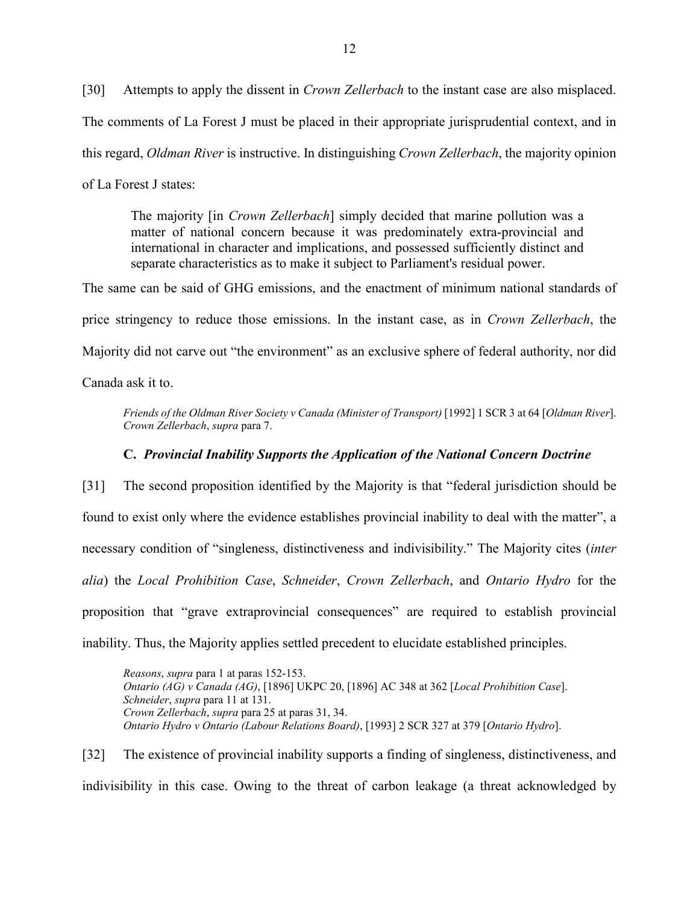[30] Attempts to apply the dissent in *Crown Zellerbach* to the instant case are also misplaced. The comments of La Forest J must be placed in their appropriate jurisprudential context, and in this regard, *Oldman River* is instructive. In distinguishing *Crown Zellerbach*, the majority opinion of La Forest J states:

> The majority [in *Crown Zellerbach*] simply decided that marine pollution was a matter of national concern because it was predominately extra-provincial and international in character and implications, and possessed sufficiently distinct and separate characteristics as to make it subject to Parliament's residual power.

The same can be said of GHG emissions, and the enactment of minimum national standards of price stringency to reduce those emissions. In the instant case, as in *Crown Zellerbach*, the Majority did not carve out "the environment" as an exclusive sphere of federal authority, nor did Canada ask it to.

*Friends of the Oldman River Society v Canada (Minister of Transport)* [1992] 1 SCR 3 at 64 [*Oldman River*].
*Crown Zellerbach*, *supra* para 7.

### C. *Provincial Inability Supports the Application of the National Concern Doctrine*

[31] The second proposition identified by the Majority is that "federal jurisdiction should be found to exist only where the evidence establishes provincial inability to deal with the matter", a necessary condition of "singleness, distinctiveness and indivisibility." The Majority cites (*inter alia*) the *Local Prohibition Case*, *Schneider*, *Crown Zellerbach*, and *Ontario Hydro* for the proposition that "grave extraprovincial consequences" are required to establish provincial inability. Thus, the Majority applies settled precedent to elucidate established principles.

*Reasons*, *supra* para 1 at paras 152-153.
*Ontario (AG) v Canada (AG)*, [1896] UKPC 20, [1896] AC 348 at 362 [*Local Prohibition Case*].
*Schneider*, *supra* para 11 at 131.
*Crown Zellerbach*, *supra* para 25 at paras 31, 34.
*Ontario Hydro v Ontario (Labour Relations Board)*, [1993] 2 SCR 327 at 379 [*Ontario Hydro*].

[32] The existence of provincial inability supports a finding of singleness, distinctiveness, and indivisibility in this case. Owing to the threat of carbon leakage (a threat acknowledged by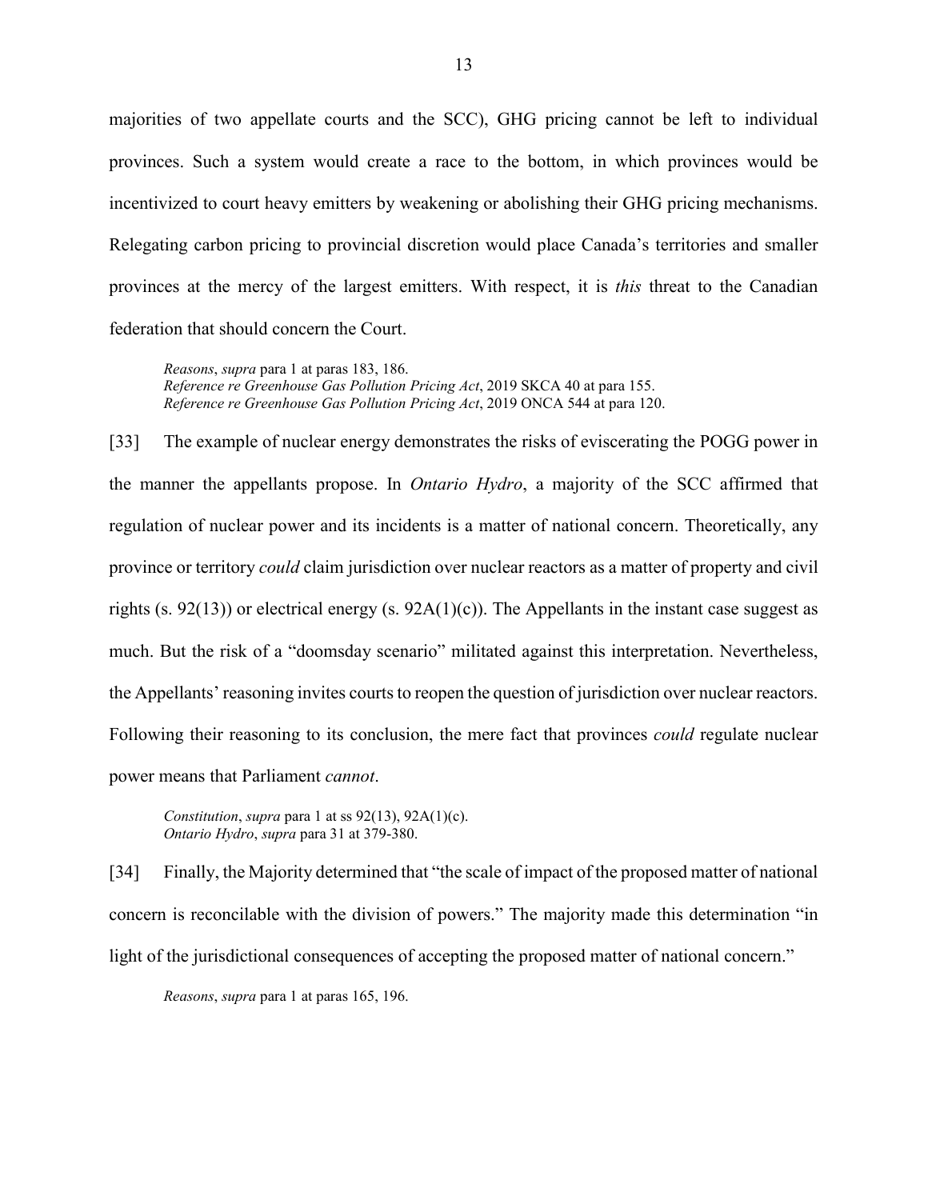majorities of two appellate courts and the SCC), GHG pricing cannot be left to individual provinces. Such a system would create a race to the bottom, in which provinces would be incentivized to court heavy emitters by weakening or abolishing their GHG pricing mechanisms. Relegating carbon pricing to provincial discretion would place Canada's territories and smaller provinces at the mercy of the largest emitters. With respect, it is *this* threat to the Canadian federation that should concern the Court.

> *Reasons*, *supra* para 1 at paras 183, 186.
> *Reference re Greenhouse Gas Pollution Pricing Act*, 2019 SKCA 40 at para 155.
> *Reference re Greenhouse Gas Pollution Pricing Act*, 2019 ONCA 544 at para 120.

[33] The example of nuclear energy demonstrates the risks of eviscerating the POGG power in the manner the appellants propose. In *Ontario Hydro*, a majority of the SCC affirmed that regulation of nuclear power and its incidents is a matter of national concern. Theoretically, any province or territory *could* claim jurisdiction over nuclear reactors as a matter of property and civil rights (s. 92(13)) or electrical energy (s. 92A(1)(c)). The Appellants in the instant case suggest as much. But the risk of a "doomsday scenario" militated against this interpretation. Nevertheless, the Appellants' reasoning invites courts to reopen the question of jurisdiction over nuclear reactors. Following their reasoning to its conclusion, the mere fact that provinces *could* regulate nuclear power means that Parliament *cannot*.

> *Constitution*, *supra* para 1 at ss 92(13), 92A(1)(c).
> *Ontario Hydro*, *supra* para 31 at 379-380.

[34] Finally, the Majority determined that "the scale of impact of the proposed matter of national concern is reconcilable with the division of powers." The majority made this determination "in light of the jurisdictional consequences of accepting the proposed matter of national concern."

> *Reasons*, *supra* para 1 at paras 165, 196.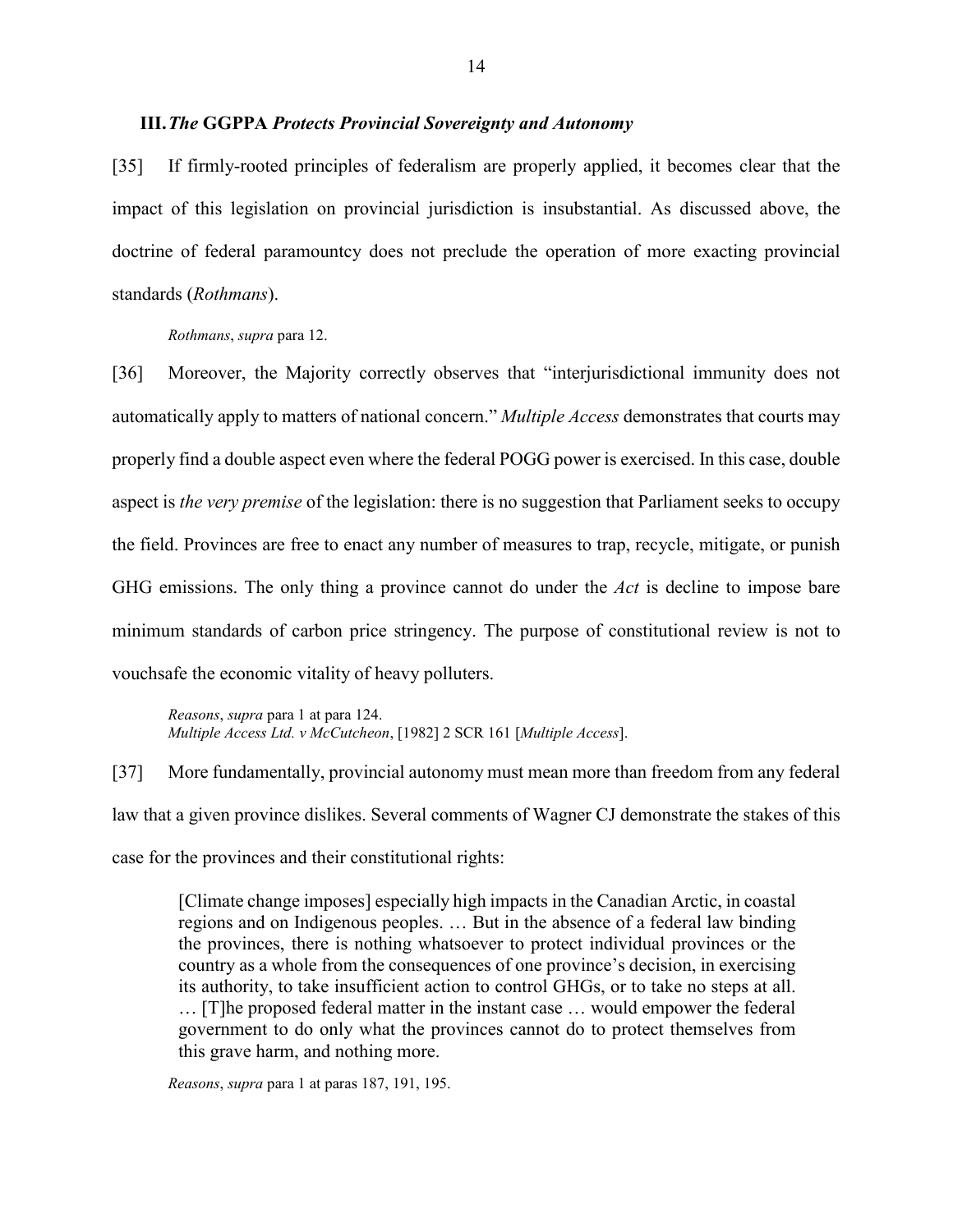## III. *The* GGPPA *Protects Provincial Sovereignty and Autonomy*

[35] If firmly-rooted principles of federalism are properly applied, it becomes clear that the impact of this legislation on provincial jurisdiction is insubstantial. As discussed above, the doctrine of federal paramountcy does not preclude the operation of more exacting provincial standards (*Rothmans*).

> *Rothmans*, *supra* para 12.

[36] Moreover, the Majority correctly observes that "interjurisdictional immunity does not automatically apply to matters of national concern." *Multiple Access* demonstrates that courts may properly find a double aspect even where the federal POGG power is exercised. In this case, double aspect is *the very premise* of the legislation: there is no suggestion that Parliament seeks to occupy the field. Provinces are free to enact any number of measures to trap, recycle, mitigate, or punish GHG emissions. The only thing a province cannot do under the *Act* is decline to impose bare minimum standards of carbon price stringency. The purpose of constitutional review is not to vouchsafe the economic vitality of heavy polluters.

> *Reasons*, *supra* para 1 at para 124.
> *Multiple Access Ltd. v McCutcheon*, [1982] 2 SCR 161 [*Multiple Access*].

[37] More fundamentally, provincial autonomy must mean more than freedom from any federal law that a given province dislikes. Several comments of Wagner CJ demonstrate the stakes of this case for the provinces and their constitutional rights:

> [Climate change imposes] especially high impacts in the Canadian Arctic, in coastal regions and on Indigenous peoples. … But in the absence of a federal law binding the provinces, there is nothing whatsoever to protect individual provinces or the country as a whole from the consequences of one province's decision, in exercising its authority, to take insufficient action to control GHGs, or to take no steps at all. … [T]he proposed federal matter in the instant case … would empower the federal government to do only what the provinces cannot do to protect themselves from this grave harm, and nothing more.

*Reasons*, *supra* para 1 at paras 187, 191, 195.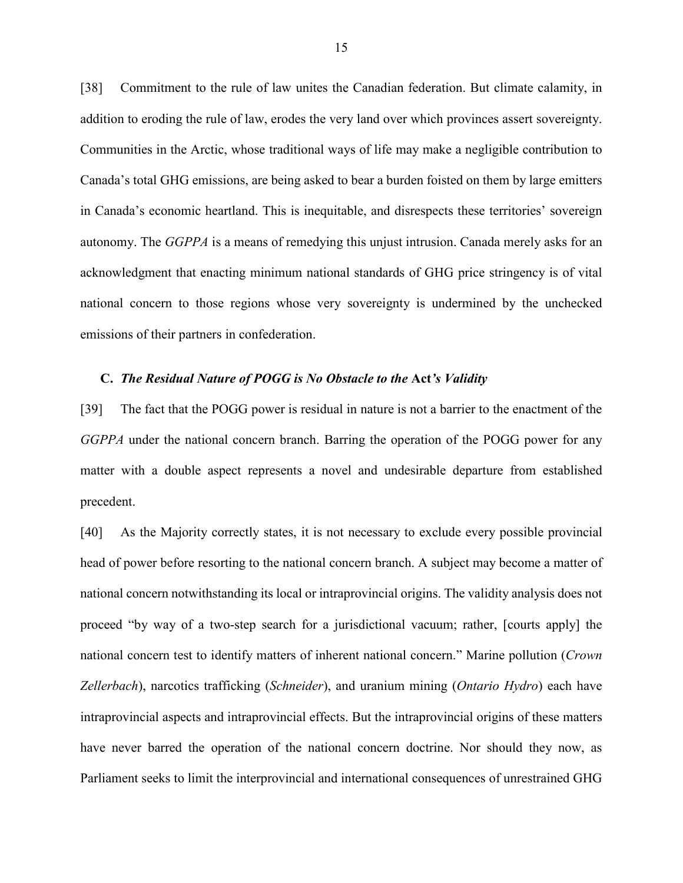[38] Commitment to the rule of law unites the Canadian federation. But climate calamity, in addition to eroding the rule of law, erodes the very land over which provinces assert sovereignty. Communities in the Arctic, whose traditional ways of life may make a negligible contribution to Canada's total GHG emissions, are being asked to bear a burden foisted on them by large emitters in Canada's economic heartland. This is inequitable, and disrespects these territories' sovereign autonomy. The *GGPPA* is a means of remedying this unjust intrusion. Canada merely asks for an acknowledgment that enacting minimum national standards of GHG price stringency is of vital national concern to those regions whose very sovereignty is undermined by the unchecked emissions of their partners in confederation.

### C. *The Residual Nature of POGG is No Obstacle to the* **Act***'s Validity*

[39] The fact that the POGG power is residual in nature is not a barrier to the enactment of the *GGPPA* under the national concern branch. Barring the operation of the POGG power for any matter with a double aspect represents a novel and undesirable departure from established precedent.

[40] As the Majority correctly states, it is not necessary to exclude every possible provincial head of power before resorting to the national concern branch. A subject may become a matter of national concern notwithstanding its local or intraprovincial origins. The validity analysis does not proceed "by way of a two-step search for a jurisdictional vacuum; rather, [courts apply] the national concern test to identify matters of inherent national concern." Marine pollution (*Crown Zellerbach*), narcotics trafficking (*Schneider*), and uranium mining (*Ontario Hydro*) each have intraprovincial aspects and intraprovincial effects. But the intraprovincial origins of these matters have never barred the operation of the national concern doctrine. Nor should they now, as Parliament seeks to limit the interprovincial and international consequences of unrestrained GHG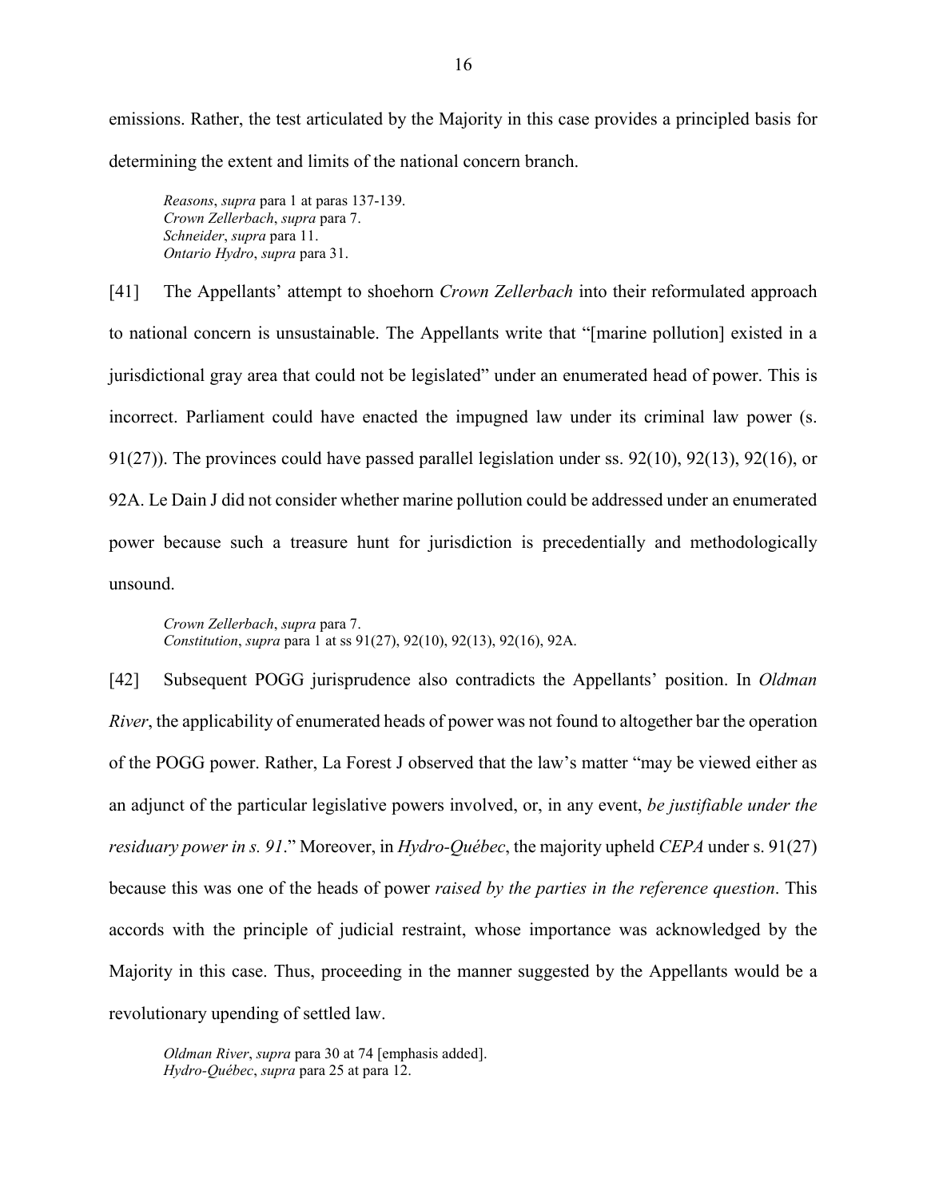emissions. Rather, the test articulated by the Majority in this case provides a principled basis for determining the extent and limits of the national concern branch.

> *Reasons*, *supra* para 1 at paras 137-139.
> *Crown Zellerbach*, *supra* para 7.
> *Schneider*, *supra* para 11.
> *Ontario Hydro*, *supra* para 31.

[41] The Appellants' attempt to shoehorn *Crown Zellerbach* into their reformulated approach to national concern is unsustainable. The Appellants write that "[marine pollution] existed in a jurisdictional gray area that could not be legislated" under an enumerated head of power. This is incorrect. Parliament could have enacted the impugned law under its criminal law power (s. 91(27)). The provinces could have passed parallel legislation under ss. 92(10), 92(13), 92(16), or 92A. Le Dain J did not consider whether marine pollution could be addressed under an enumerated power because such a treasure hunt for jurisdiction is precedentially and methodologically unsound.

> *Crown Zellerbach*, *supra* para 7.
> *Constitution*, *supra* para 1 at ss 91(27), 92(10), 92(13), 92(16), 92A.

[42] Subsequent POGG jurisprudence also contradicts the Appellants' position. In *Oldman River*, the applicability of enumerated heads of power was not found to altogether bar the operation of the POGG power. Rather, La Forest J observed that the law's matter "may be viewed either as an adjunct of the particular legislative powers involved, or, in any event, *be justifiable under the residuary power in s. 91*." Moreover, in *Hydro-Québec*, the majority upheld *CEPA* under s. 91(27) because this was one of the heads of power *raised by the parties in the reference question*. This accords with the principle of judicial restraint, whose importance was acknowledged by the Majority in this case. Thus, proceeding in the manner suggested by the Appellants would be a revolutionary upending of settled law.

> *Oldman River*, *supra* para 30 at 74 [emphasis added].
> *Hydro-Québec*, *supra* para 25 at para 12.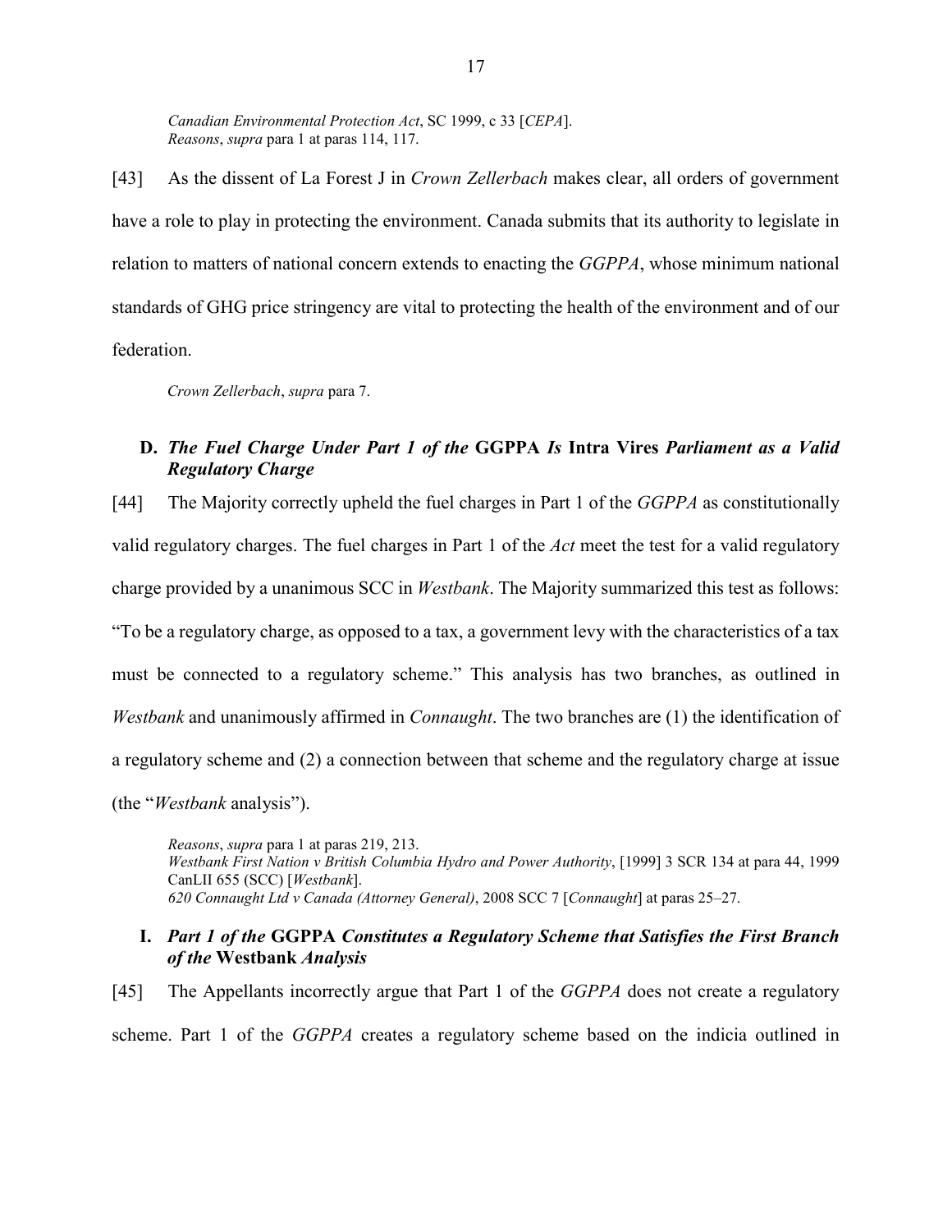*Canadian Environmental Protection Act*, SC 1999, c 33 [*CEPA*].
*Reasons*, *supra* para 1 at paras 114, 117.

[43] As the dissent of La Forest J in *Crown Zellerbach* makes clear, all orders of government have a role to play in protecting the environment. Canada submits that its authority to legislate in relation to matters of national concern extends to enacting the *GGPPA*, whose minimum national standards of GHG price stringency are vital to protecting the health of the environment and of our federation.

*Crown Zellerbach*, *supra* para 7.

### D. *The Fuel Charge Under Part 1 of the* **GGPPA** *Is* **Intra Vires** *Parliament as a Valid Regulatory Charge*

[44] The Majority correctly upheld the fuel charges in Part 1 of the *GGPPA* as constitutionally valid regulatory charges. The fuel charges in Part 1 of the *Act* meet the test for a valid regulatory charge provided by a unanimous SCC in *Westbank*. The Majority summarized this test as follows: "To be a regulatory charge, as opposed to a tax, a government levy with the characteristics of a tax must be connected to a regulatory scheme." This analysis has two branches, as outlined in *Westbank* and unanimously affirmed in *Connaught*. The two branches are (1) the identification of a regulatory scheme and (2) a connection between that scheme and the regulatory charge at issue (the "*Westbank* analysis").

*Reasons*, *supra* para 1 at paras 219, 213.
*Westbank First Nation v British Columbia Hydro and Power Authority*, [1999] 3 SCR 134 at para 44, 1999 CanLII 655 (SCC) [*Westbank*].
*620 Connaught Ltd v Canada (Attorney General)*, 2008 SCC 7 [*Connaught*] at paras 25–27.

#### I. *Part 1 of the* **GGPPA** *Constitutes a Regulatory Scheme that Satisfies the First Branch of the* **Westbank** *Analysis*

[45] The Appellants incorrectly argue that Part 1 of the *GGPPA* does not create a regulatory scheme. Part 1 of the *GGPPA* creates a regulatory scheme based on the indicia outlined in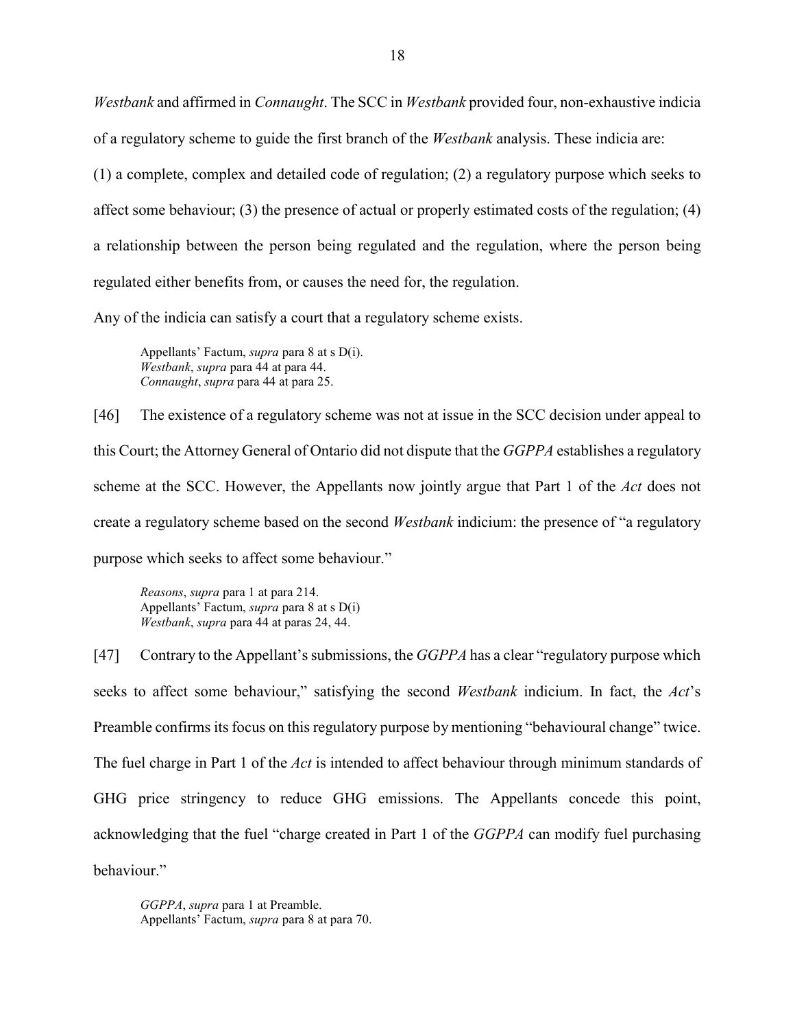*Westbank* and affirmed in *Connaught*. The SCC in *Westbank* provided four, non-exhaustive indicia of a regulatory scheme to guide the first branch of the *Westbank* analysis. These indicia are:

(1) a complete, complex and detailed code of regulation; (2) a regulatory purpose which seeks to affect some behaviour; (3) the presence of actual or properly estimated costs of the regulation; (4) a relationship between the person being regulated and the regulation, where the person being regulated either benefits from, or causes the need for, the regulation.

Any of the indicia can satisfy a court that a regulatory scheme exists.

> Appellants' Factum, *supra* para 8 at s D(i).
> *Westbank*, *supra* para 44 at para 44.
> *Connaught*, *supra* para 44 at para 25.

[46] The existence of a regulatory scheme was not at issue in the SCC decision under appeal to this Court; the Attorney General of Ontario did not dispute that the *GGPPA* establishes a regulatory scheme at the SCC. However, the Appellants now jointly argue that Part 1 of the *Act* does not create a regulatory scheme based on the second *Westbank* indicium: the presence of "a regulatory purpose which seeks to affect some behaviour."

> *Reasons*, *supra* para 1 at para 214.
> Appellants' Factum, *supra* para 8 at s D(i)
> *Westbank*, *supra* para 44 at paras 24, 44.

[47] Contrary to the Appellant's submissions, the *GGPPA* has a clear "regulatory purpose which seeks to affect some behaviour," satisfying the second *Westbank* indicium. In fact, the *Act*'s Preamble confirms its focus on this regulatory purpose by mentioning "behavioural change" twice. The fuel charge in Part 1 of the *Act* is intended to affect behaviour through minimum standards of GHG price stringency to reduce GHG emissions. The Appellants concede this point, acknowledging that the fuel "charge created in Part 1 of the *GGPPA* can modify fuel purchasing behaviour."

> *GGPPA*, *supra* para 1 at Preamble.
> Appellants' Factum, *supra* para 8 at para 70.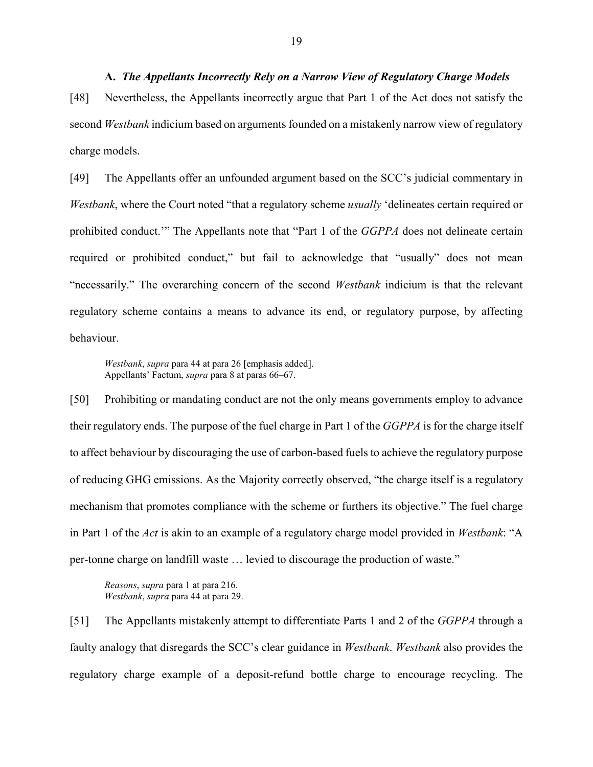### A. *The Appellants Incorrectly Rely on a Narrow View of Regulatory Charge Models*

[48] Nevertheless, the Appellants incorrectly argue that Part 1 of the Act does not satisfy the second *Westbank* indicium based on arguments founded on a mistakenly narrow view of regulatory charge models.

[49] The Appellants offer an unfounded argument based on the SCC's judicial commentary in *Westbank*, where the Court noted "that a regulatory scheme *usually* 'delineates certain required or prohibited conduct.'" The Appellants note that "Part 1 of the *GGPPA* does not delineate certain required or prohibited conduct," but fail to acknowledge that "usually" does not mean "necessarily." The overarching concern of the second *Westbank* indicium is that the relevant regulatory scheme contains a means to advance its end, or regulatory purpose, by affecting behaviour.

> *Westbank*, *supra* para 44 at para 26 [emphasis added].
> Appellants' Factum, *supra* para 8 at paras 66–67.

[50] Prohibiting or mandating conduct are not the only means governments employ to advance their regulatory ends. The purpose of the fuel charge in Part 1 of the *GGPPA* is for the charge itself to affect behaviour by discouraging the use of carbon-based fuels to achieve the regulatory purpose of reducing GHG emissions. As the Majority correctly observed, "the charge itself is a regulatory mechanism that promotes compliance with the scheme or furthers its objective." The fuel charge in Part 1 of the *Act* is akin to an example of a regulatory charge model provided in *Westbank*: "A per-tonne charge on landfill waste … levied to discourage the production of waste."

> *Reasons*, *supra* para 1 at para 216.
> *Westbank*, *supra* para 44 at para 29.

[51] The Appellants mistakenly attempt to differentiate Parts 1 and 2 of the *GGPPA* through a faulty analogy that disregards the SCC's clear guidance in *Westbank*. *Westbank* also provides the regulatory charge example of a deposit-refund bottle charge to encourage recycling. The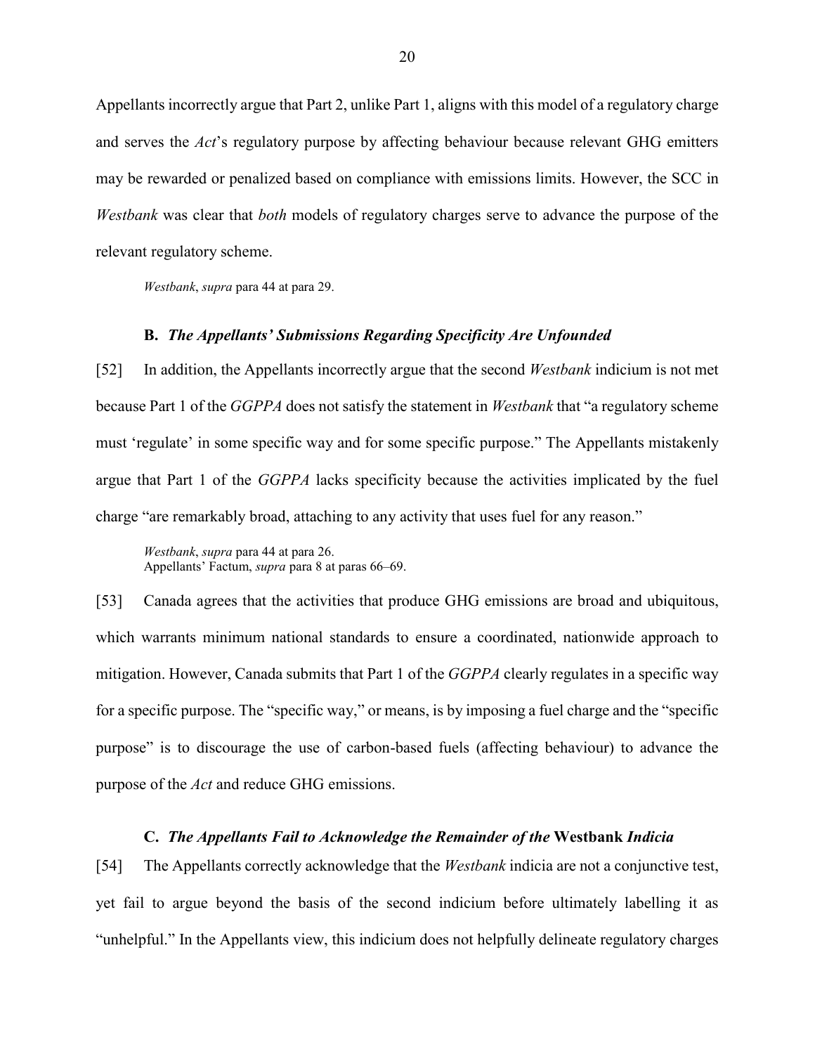Appellants incorrectly argue that Part 2, unlike Part 1, aligns with this model of a regulatory charge and serves the *Act*'s regulatory purpose by affecting behaviour because relevant GHG emitters may be rewarded or penalized based on compliance with emissions limits. However, the SCC in *Westbank* was clear that *both* models of regulatory charges serve to advance the purpose of the relevant regulatory scheme.

> *Westbank*, *supra* para 44 at para 29.

### B. *The Appellants' Submissions Regarding Specificity Are Unfounded*

[52] In addition, the Appellants incorrectly argue that the second *Westbank* indicium is not met because Part 1 of the *GGPPA* does not satisfy the statement in *Westbank* that "a regulatory scheme must 'regulate' in some specific way and for some specific purpose." The Appellants mistakenly argue that Part 1 of the *GGPPA* lacks specificity because the activities implicated by the fuel charge "are remarkably broad, attaching to any activity that uses fuel for any reason."

> *Westbank*, *supra* para 44 at para 26.
> Appellants' Factum, *supra* para 8 at paras 66–69.

[53] Canada agrees that the activities that produce GHG emissions are broad and ubiquitous, which warrants minimum national standards to ensure a coordinated, nationwide approach to mitigation. However, Canada submits that Part 1 of the *GGPPA* clearly regulates in a specific way for a specific purpose. The "specific way," or means, is by imposing a fuel charge and the "specific purpose" is to discourage the use of carbon-based fuels (affecting behaviour) to advance the purpose of the *Act* and reduce GHG emissions.

### C. *The Appellants Fail to Acknowledge the Remainder of the* **Westbank** *Indicia*

[54] The Appellants correctly acknowledge that the *Westbank* indicia are not a conjunctive test, yet fail to argue beyond the basis of the second indicium before ultimately labelling it as "unhelpful." In the Appellants view, this indicium does not helpfully delineate regulatory charges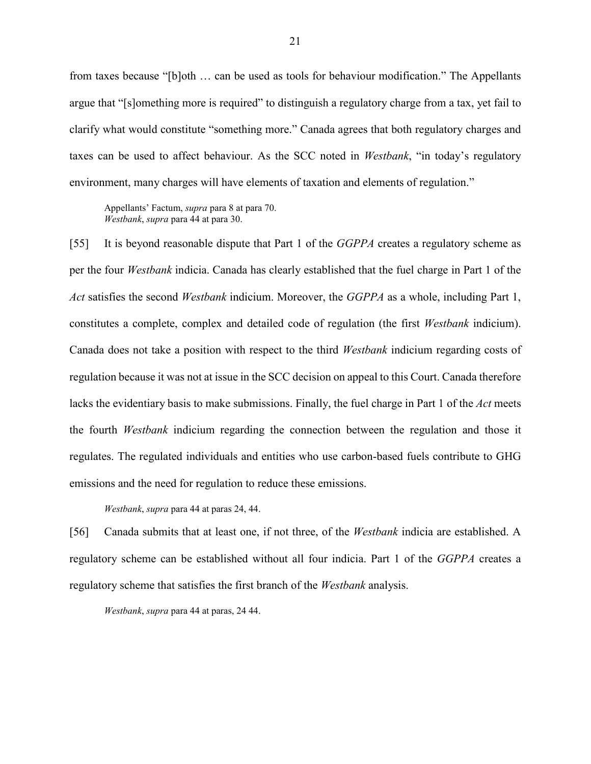from taxes because "[b]oth … can be used as tools for behaviour modification." The Appellants argue that "[s]omething more is required" to distinguish a regulatory charge from a tax, yet fail to clarify what would constitute "something more." Canada agrees that both regulatory charges and taxes can be used to affect behaviour. As the SCC noted in *Westbank*, "in today's regulatory environment, many charges will have elements of taxation and elements of regulation."

> Appellants' Factum, *supra* para 8 at para 70.
> *Westbank*, *supra* para 44 at para 30.

[55] It is beyond reasonable dispute that Part 1 of the *GGPPA* creates a regulatory scheme as per the four *Westbank* indicia. Canada has clearly established that the fuel charge in Part 1 of the *Act* satisfies the second *Westbank* indicium. Moreover, the *GGPPA* as a whole, including Part 1, constitutes a complete, complex and detailed code of regulation (the first *Westbank* indicium). Canada does not take a position with respect to the third *Westbank* indicium regarding costs of regulation because it was not at issue in the SCC decision on appeal to this Court. Canada therefore lacks the evidentiary basis to make submissions. Finally, the fuel charge in Part 1 of the *Act* meets the fourth *Westbank* indicium regarding the connection between the regulation and those it regulates. The regulated individuals and entities who use carbon-based fuels contribute to GHG emissions and the need for regulation to reduce these emissions.

> *Westbank*, *supra* para 44 at paras 24, 44.

[56] Canada submits that at least one, if not three, of the *Westbank* indicia are established. A regulatory scheme can be established without all four indicia. Part 1 of the *GGPPA* creates a regulatory scheme that satisfies the first branch of the *Westbank* analysis.

> *Westbank*, *supra* para 44 at paras, 24 44.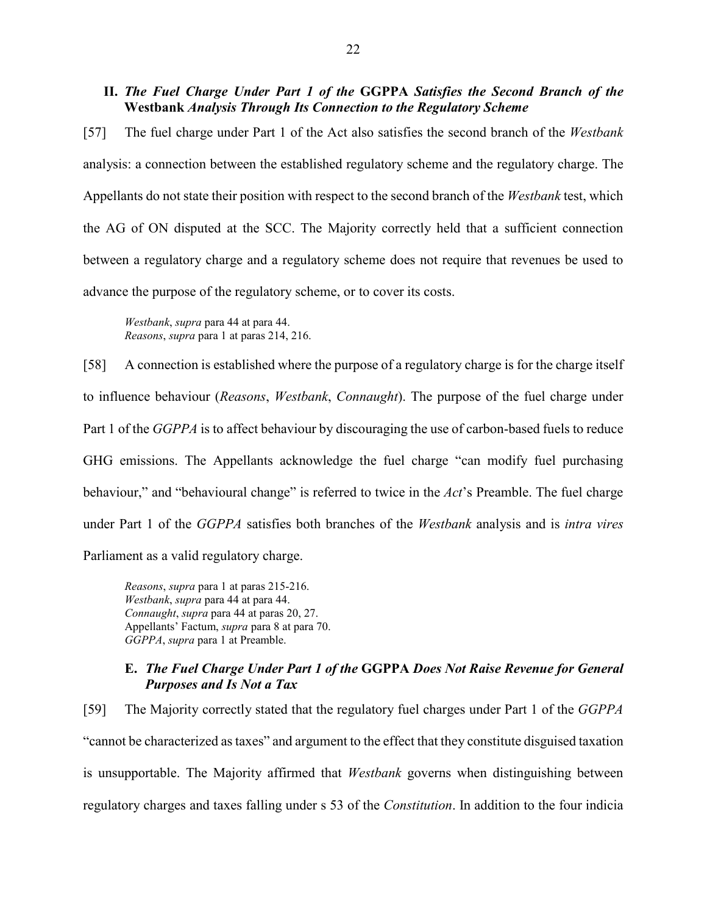### II. *The Fuel Charge Under Part 1 of the* **GGPPA** *Satisfies the Second Branch of the* **Westbank** *Analysis Through Its Connection to the Regulatory Scheme*

[57] The fuel charge under Part 1 of the Act also satisfies the second branch of the *Westbank* analysis: a connection between the established regulatory scheme and the regulatory charge. The Appellants do not state their position with respect to the second branch of the *Westbank* test, which the AG of ON disputed at the SCC. The Majority correctly held that a sufficient connection between a regulatory charge and a regulatory scheme does not require that revenues be used to advance the purpose of the regulatory scheme, or to cover its costs.

> *Westbank*, *supra* para 44 at para 44.
> *Reasons*, *supra* para 1 at paras 214, 216.

[58] A connection is established where the purpose of a regulatory charge is for the charge itself to influence behaviour (*Reasons*, *Westbank*, *Connaught*). The purpose of the fuel charge under Part 1 of the *GGPPA* is to affect behaviour by discouraging the use of carbon-based fuels to reduce GHG emissions. The Appellants acknowledge the fuel charge "can modify fuel purchasing behaviour," and "behavioural change" is referred to twice in the *Act*'s Preamble. The fuel charge under Part 1 of the *GGPPA* satisfies both branches of the *Westbank* analysis and is *intra vires* Parliament as a valid regulatory charge.

> *Reasons*, *supra* para 1 at paras 215-216.
> *Westbank*, *supra* para 44 at para 44.
> *Connaught*, *supra* para 44 at paras 20, 27.
> Appellants' Factum, *supra* para 8 at para 70.
> *GGPPA*, *supra* para 1 at Preamble.

### E. *The Fuel Charge Under Part 1 of the* **GGPPA** *Does Not Raise Revenue for General Purposes and Is Not a Tax*

[59] The Majority correctly stated that the regulatory fuel charges under Part 1 of the *GGPPA* "cannot be characterized as taxes" and argument to the effect that they constitute disguised taxation is unsupportable. The Majority affirmed that *Westbank* governs when distinguishing between regulatory charges and taxes falling under s 53 of the *Constitution*. In addition to the four indicia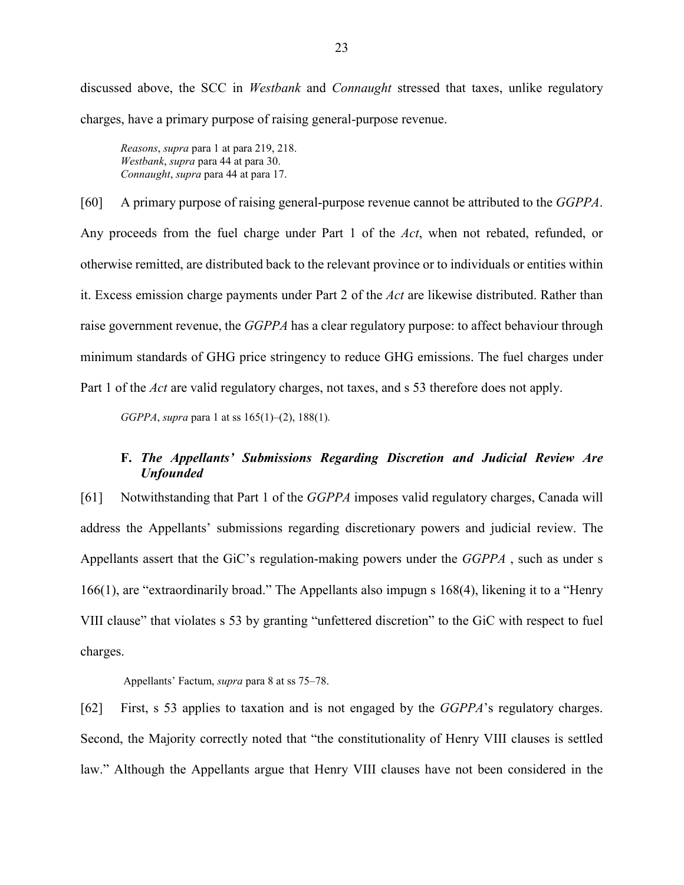discussed above, the SCC in *Westbank* and *Connaught* stressed that taxes, unlike regulatory charges, have a primary purpose of raising general-purpose revenue.

> *Reasons*, *supra* para 1 at para 219, 218.
> *Westbank*, *supra* para 44 at para 30.
> *Connaught*, *supra* para 44 at para 17.

[60] A primary purpose of raising general-purpose revenue cannot be attributed to the *GGPPA*. Any proceeds from the fuel charge under Part 1 of the *Act*, when not rebated, refunded, or otherwise remitted, are distributed back to the relevant province or to individuals or entities within it. Excess emission charge payments under Part 2 of the *Act* are likewise distributed. Rather than raise government revenue, the *GGPPA* has a clear regulatory purpose: to affect behaviour through minimum standards of GHG price stringency to reduce GHG emissions. The fuel charges under Part 1 of the *Act* are valid regulatory charges, not taxes, and s 53 therefore does not apply.

> *GGPPA*, *supra* para 1 at ss 165(1)–(2), 188(1).

### F. *The Appellants' Submissions Regarding Discretion and Judicial Review Are Unfounded*

[61] Notwithstanding that Part 1 of the *GGPPA* imposes valid regulatory charges, Canada will address the Appellants' submissions regarding discretionary powers and judicial review. The Appellants assert that the GiC's regulation-making powers under the *GGPPA* , such as under s 166(1), are "extraordinarily broad." The Appellants also impugn s 168(4), likening it to a "Henry VIII clause" that violates s 53 by granting "unfettered discretion" to the GiC with respect to fuel charges.

> Appellants' Factum, *supra* para 8 at ss 75–78.

[62] First, s 53 applies to taxation and is not engaged by the *GGPPA*'s regulatory charges. Second, the Majority correctly noted that "the constitutionality of Henry VIII clauses is settled law." Although the Appellants argue that Henry VIII clauses have not been considered in the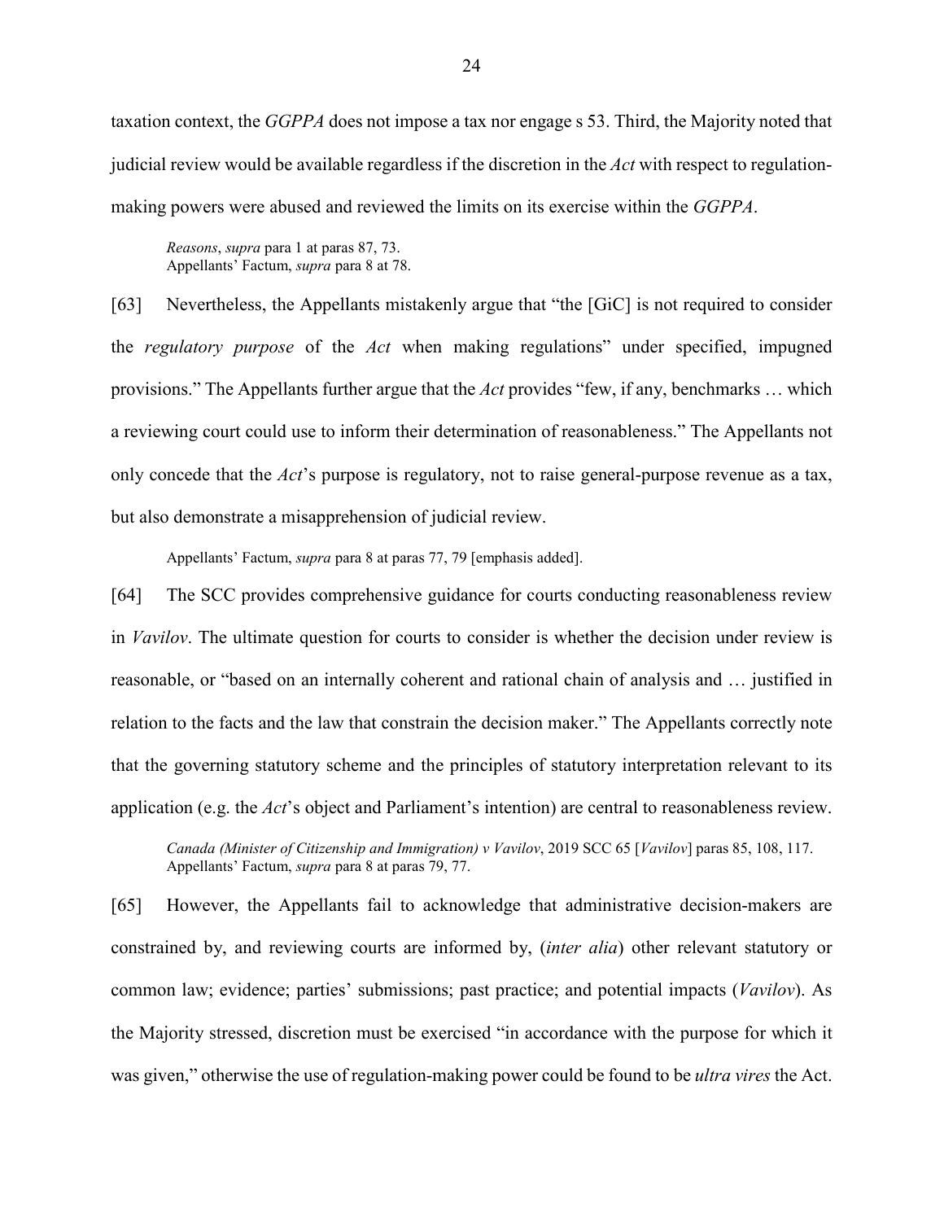taxation context, the *GGPPA* does not impose a tax nor engage s 53. Third, the Majority noted that judicial review would be available regardless if the discretion in the *Act* with respect to regulation-making powers were abused and reviewed the limits on its exercise within the *GGPPA*.

> *Reasons*, *supra* para 1 at paras 87, 73.
> Appellants' Factum, *supra* para 8 at 78.

[63] Nevertheless, the Appellants mistakenly argue that "the [GiC] is not required to consider the *regulatory purpose* of the *Act* when making regulations" under specified, impugned provisions." The Appellants further argue that the *Act* provides "few, if any, benchmarks … which a reviewing court could use to inform their determination of reasonableness." The Appellants not only concede that the *Act*'s purpose is regulatory, not to raise general-purpose revenue as a tax, but also demonstrate a misapprehension of judicial review.

> Appellants' Factum, *supra* para 8 at paras 77, 79 [emphasis added].

[64] The SCC provides comprehensive guidance for courts conducting reasonableness review in *Vavilov*. The ultimate question for courts to consider is whether the decision under review is reasonable, or "based on an internally coherent and rational chain of analysis and … justified in relation to the facts and the law that constrain the decision maker." The Appellants correctly note that the governing statutory scheme and the principles of statutory interpretation relevant to its application (e.g. the *Act*'s object and Parliament's intention) are central to reasonableness review.

> *Canada (Minister of Citizenship and Immigration) v Vavilov*, 2019 SCC 65 [*Vavilov*] paras 85, 108, 117.
> Appellants' Factum, *supra* para 8 at paras 79, 77.

[65] However, the Appellants fail to acknowledge that administrative decision-makers are constrained by, and reviewing courts are informed by, (*inter alia*) other relevant statutory or common law; evidence; parties' submissions; past practice; and potential impacts (*Vavilov*). As the Majority stressed, discretion must be exercised "in accordance with the purpose for which it was given," otherwise the use of regulation-making power could be found to be *ultra vires* the Act.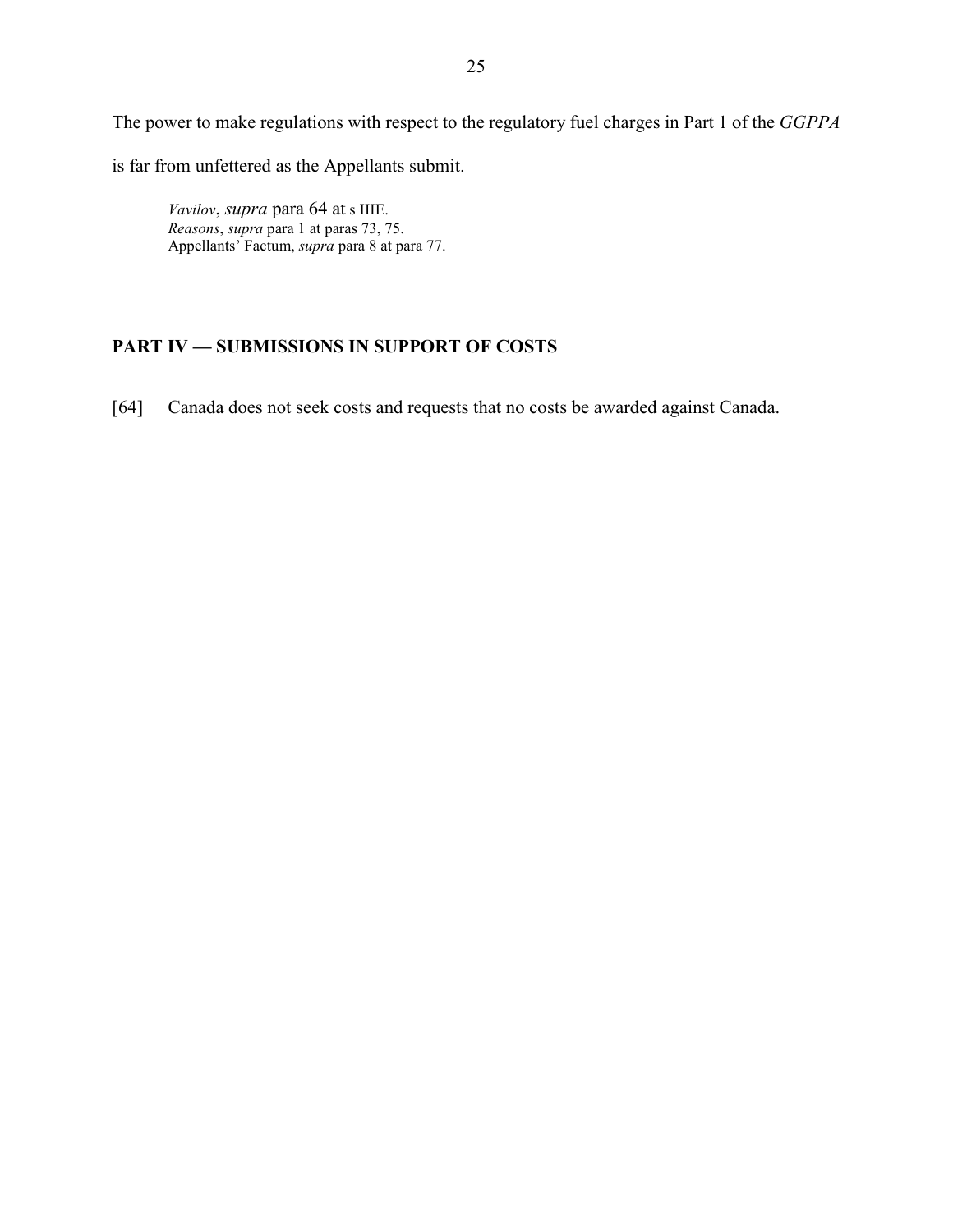The power to make regulations with respect to the regulatory fuel charges in Part 1 of the *GGPPA* is far from unfettered as the Appellants submit.

> *Vavilov*, *supra* para 64 at s IIIE.
> *Reasons*, *supra* para 1 at paras 73, 75.
> Appellants' Factum, *supra* para 8 at para 77.

## PART IV — SUBMISSIONS IN SUPPORT OF COSTS

[64] Canada does not seek costs and requests that no costs be awarded against Canada.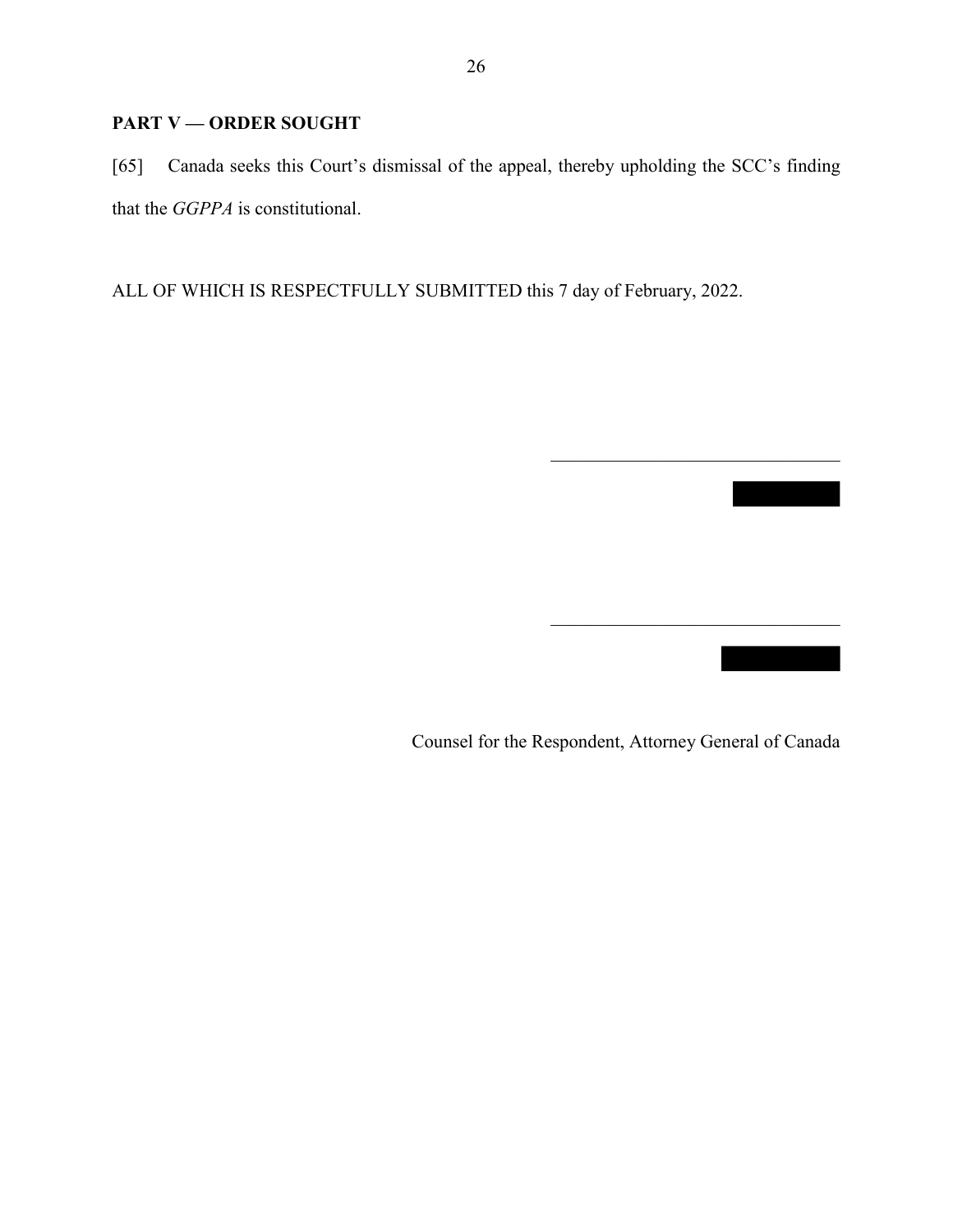## PART V — ORDER SOUGHT

[65] Canada seeks this Court's dismissal of the appeal, thereby upholding the SCC's finding that the *GGPPA* is constitutional.

ALL OF WHICH IS RESPECTFULLY SUBMITTED this 7 day of February, 2022.

\_\_\_\_\_\_\_\_\_\_\_\_\_\_\_\_\_\_\_\_\_\_\_\_\_\_\_\_\_\_\_\_

\_\_\_\_\_\_\_\_\_\_\_\_\_\_\_\_\_\_\_\_\_\_\_\_\_\_\_\_\_\_\_\_

Counsel for the Respondent, Attorney General of Canada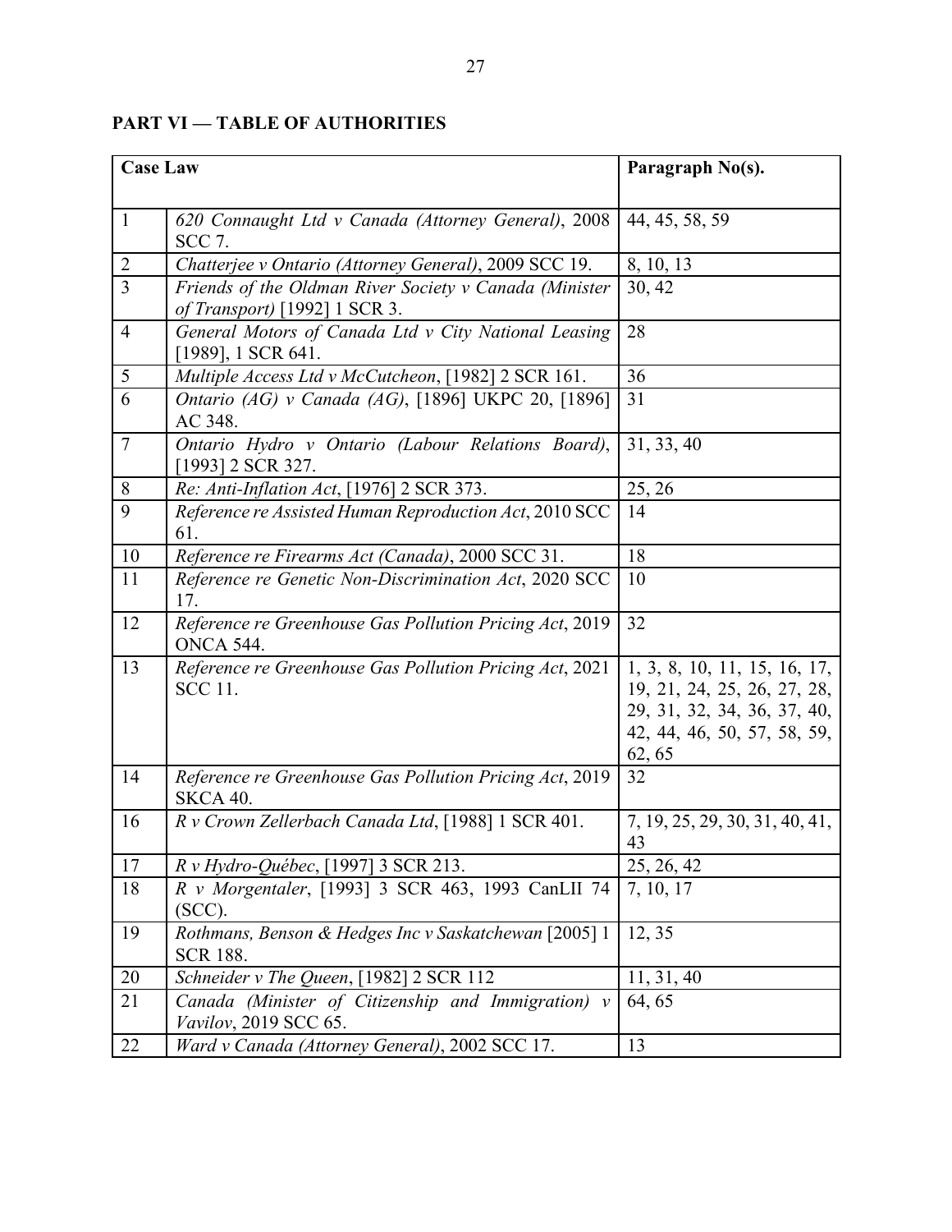**PART VI — TABLE OF AUTHORITIES**

| Case Law | | Paragraph No(s). |
|---|---|---|
| 1 | *620 Connaught Ltd v Canada (Attorney General)*, 2008 SCC 7. | 44, 45, 58, 59 |
| 2 | *Chatterjee v Ontario (Attorney General)*, 2009 SCC 19. | 8, 10, 13 |
| 3 | *Friends of the Oldman River Society v Canada (Minister of Transport)* [1992] 1 SCR 3. | 30, 42 |
| 4 | *General Motors of Canada Ltd v City National Leasing* [1989], 1 SCR 641. | 28 |
| 5 | *Multiple Access Ltd v McCutcheon*, [1982] 2 SCR 161. | 36 |
| 6 | *Ontario (AG) v Canada (AG)*, [1896] UKPC 20, [1896] AC 348. | 31 |
| 7 | *Ontario Hydro v Ontario (Labour Relations Board)*, [1993] 2 SCR 327. | 31, 33, 40 |
| 8 | *Re: Anti-Inflation Act*, [1976] 2 SCR 373. | 25, 26 |
| 9 | *Reference re Assisted Human Reproduction Act*, 2010 SCC 61. | 14 |
| 10 | *Reference re Firearms Act (Canada)*, 2000 SCC 31. | 18 |
| 11 | *Reference re Genetic Non-Discrimination Act*, 2020 SCC 17. | 10 |
| 12 | *Reference re Greenhouse Gas Pollution Pricing Act*, 2019 ONCA 544. | 32 |
| 13 | *Reference re Greenhouse Gas Pollution Pricing Act*, 2021 SCC 11. | 1, 3, 8, 10, 11, 15, 16, 17, 19, 21, 24, 25, 26, 27, 28, 29, 31, 32, 34, 36, 37, 40, 42, 44, 46, 50, 57, 58, 59, 62, 65 |
| 14 | *Reference re Greenhouse Gas Pollution Pricing Act*, 2019 SKCA 40. | 32 |
| 16 | *R v Crown Zellerbach Canada Ltd*, [1988] 1 SCR 401. | 7, 19, 25, 29, 30, 31, 40, 41, 43 |
| 17 | *R v Hydro-Québec*, [1997] 3 SCR 213. | 25, 26, 42 |
| 18 | *R v Morgentaler*, [1993] 3 SCR 463, 1993 CanLII 74 (SCC). | 7, 10, 17 |
| 19 | *Rothmans, Benson & Hedges Inc v Saskatchewan* [2005] 1 SCR 188. | 12, 35 |
| 20 | *Schneider v The Queen*, [1982] 2 SCR 112 | 11, 31, 40 |
| 21 | *Canada (Minister of Citizenship and Immigration) v Vavilov*, 2019 SCC 65. | 64, 65 |
| 22 | *Ward v Canada (Attorney General)*, 2002 SCC 17. | 13 |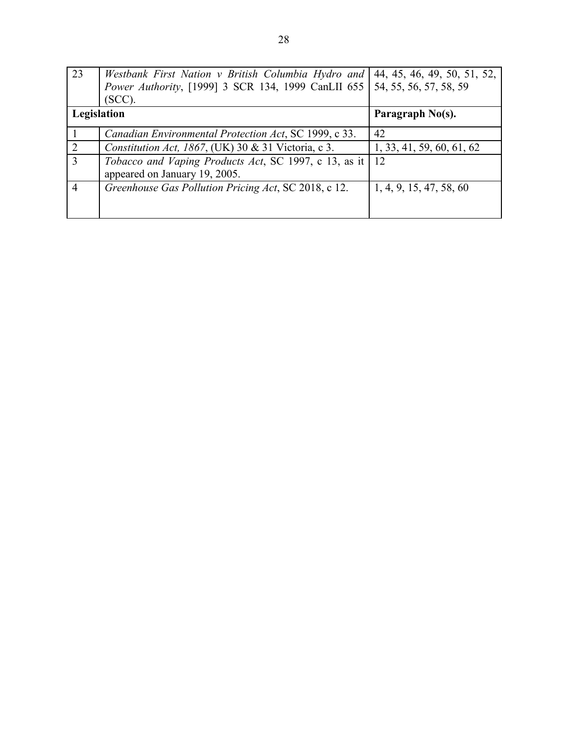| 23 | *Westbank First Nation v British Columbia Hydro and Power Authority*, [1999] 3 SCR 134, 1999 CanLII 655 (SCC). | 44, 45, 46, 49, 50, 51, 52, 54, 55, 56, 57, 58, 59 |
|---|---|---|
| **Legislation** | | **Paragraph No(s).** |
| 1 | *Canadian Environmental Protection Act*, SC 1999, c 33. | 42 |
| 2 | *Constitution Act, 1867*, (UK) 30 & 31 Victoria, c 3. | 1, 33, 41, 59, 60, 61, 62 |
| 3 | *Tobacco and Vaping Products Act*, SC 1997, c 13, as it appeared on January 19, 2005. | 12 |
| 4 | *Greenhouse Gas Pollution Pricing Act*, SC 2018, c 12. | 1, 4, 9, 15, 47, 58, 60 |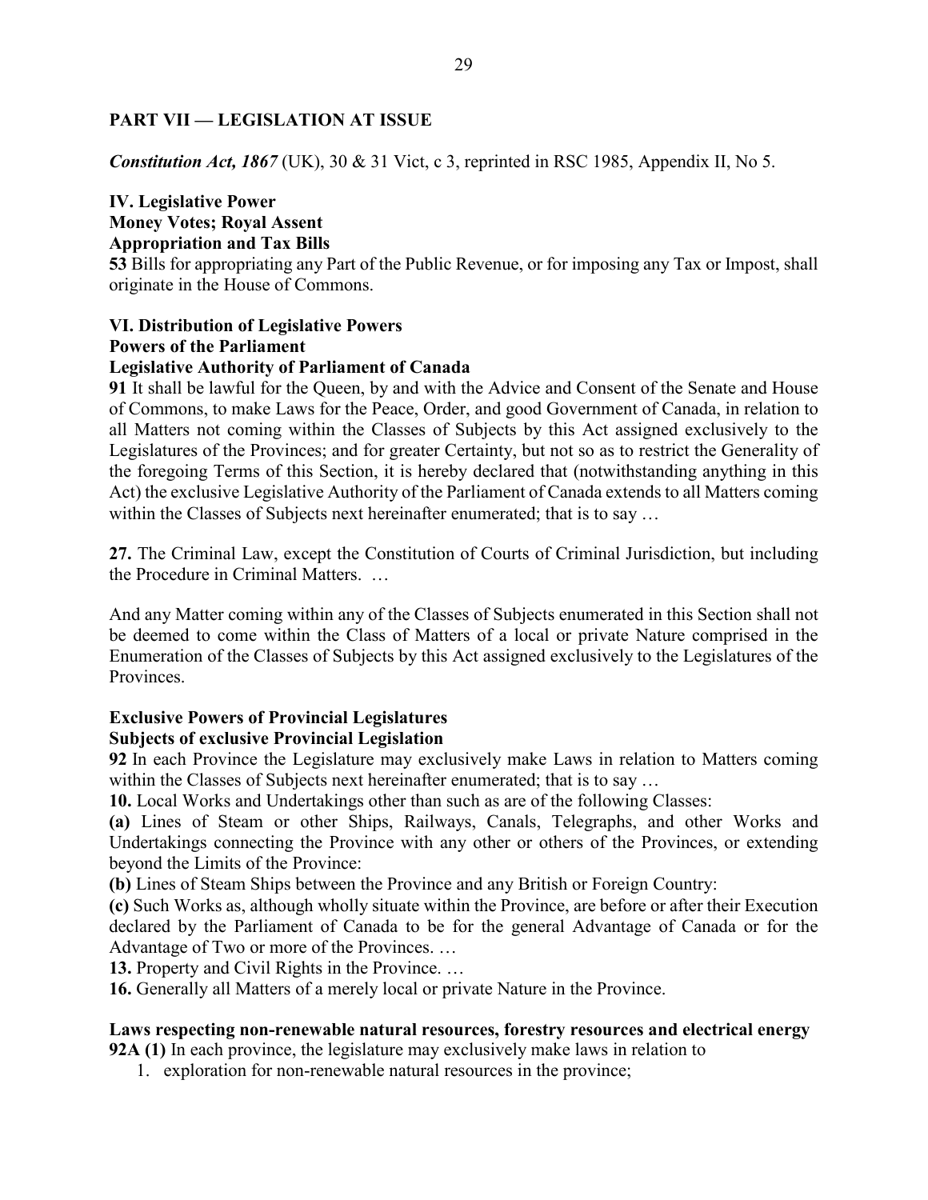## PART VII — LEGISLATION AT ISSUE

***Constitution Act, 1867*** (UK), 30 & 31 Vict, c 3, reprinted in RSC 1985, Appendix II, No 5.

**IV. Legislative Power**
**Money Votes; Royal Assent**
**Appropriation and Tax Bills**

**53** Bills for appropriating any Part of the Public Revenue, or for imposing any Tax or Impost, shall originate in the House of Commons.

**VI. Distribution of Legislative Powers**
**Powers of the Parliament**
**Legislative Authority of Parliament of Canada**

**91** It shall be lawful for the Queen, by and with the Advice and Consent of the Senate and House of Commons, to make Laws for the Peace, Order, and good Government of Canada, in relation to all Matters not coming within the Classes of Subjects by this Act assigned exclusively to the Legislatures of the Provinces; and for greater Certainty, but not so as to restrict the Generality of the foregoing Terms of this Section, it is hereby declared that (notwithstanding anything in this Act) the exclusive Legislative Authority of the Parliament of Canada extends to all Matters coming within the Classes of Subjects next hereinafter enumerated; that is to say …

**27.** The Criminal Law, except the Constitution of Courts of Criminal Jurisdiction, but including the Procedure in Criminal Matters. …

And any Matter coming within any of the Classes of Subjects enumerated in this Section shall not be deemed to come within the Class of Matters of a local or private Nature comprised in the Enumeration of the Classes of Subjects by this Act assigned exclusively to the Legislatures of the Provinces.

**Exclusive Powers of Provincial Legislatures**
**Subjects of exclusive Provincial Legislation**

**92** In each Province the Legislature may exclusively make Laws in relation to Matters coming within the Classes of Subjects next hereinafter enumerated; that is to say …

**10.** Local Works and Undertakings other than such as are of the following Classes:

**(a)** Lines of Steam or other Ships, Railways, Canals, Telegraphs, and other Works and Undertakings connecting the Province with any other or others of the Provinces, or extending beyond the Limits of the Province:

**(b)** Lines of Steam Ships between the Province and any British or Foreign Country:

**(c)** Such Works as, although wholly situate within the Province, are before or after their Execution declared by the Parliament of Canada to be for the general Advantage of Canada or for the Advantage of Two or more of the Provinces. …

**13.** Property and Civil Rights in the Province. …

**16.** Generally all Matters of a merely local or private Nature in the Province.

**Laws respecting non-renewable natural resources, forestry resources and electrical energy**

**92A (1)** In each province, the legislature may exclusively make laws in relation to

1. exploration for non-renewable natural resources in the province;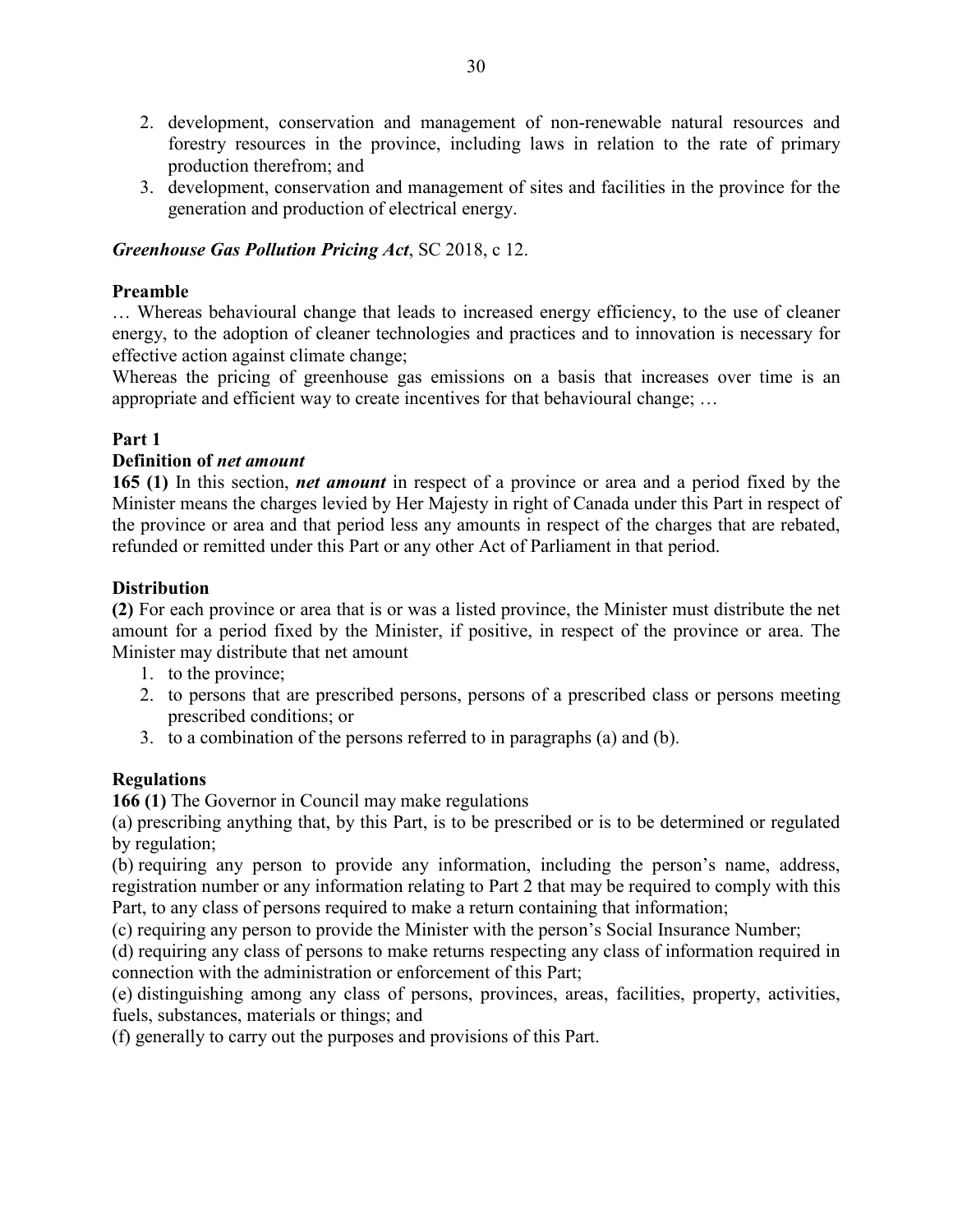2. development, conservation and management of non-renewable natural resources and forestry resources in the province, including laws in relation to the rate of primary production therefrom; and
3. development, conservation and management of sites and facilities in the province for the generation and production of electrical energy.

***Greenhouse Gas Pollution Pricing Act***, SC 2018, c 12.

**Preamble**

… Whereas behavioural change that leads to increased energy efficiency, to the use of cleaner energy, to the adoption of cleaner technologies and practices and to innovation is necessary for effective action against climate change;

Whereas the pricing of greenhouse gas emissions on a basis that increases over time is an appropriate and efficient way to create incentives for that behavioural change; …

**Part 1**

**Definition of *net amount***

**165 (1)** In this section, ***net amount*** in respect of a province or area and a period fixed by the Minister means the charges levied by Her Majesty in right of Canada under this Part in respect of the province or area and that period less any amounts in respect of the charges that are rebated, refunded or remitted under this Part or any other Act of Parliament in that period.

**Distribution**

**(2)** For each province or area that is or was a listed province, the Minister must distribute the net amount for a period fixed by the Minister, if positive, in respect of the province or area. The Minister may distribute that net amount

1. to the province;
2. to persons that are prescribed persons, persons of a prescribed class or persons meeting prescribed conditions; or
3. to a combination of the persons referred to in paragraphs (a) and (b).

**Regulations**

**166 (1)** The Governor in Council may make regulations

(a) prescribing anything that, by this Part, is to be prescribed or is to be determined or regulated by regulation;

(b) requiring any person to provide any information, including the person's name, address, registration number or any information relating to Part 2 that may be required to comply with this Part, to any class of persons required to make a return containing that information;

(c) requiring any person to provide the Minister with the person's Social Insurance Number;

(d) requiring any class of persons to make returns respecting any class of information required in connection with the administration or enforcement of this Part;

(e) distinguishing among any class of persons, provinces, areas, facilities, property, activities, fuels, substances, materials or things; and

(f) generally to carry out the purposes and provisions of this Part.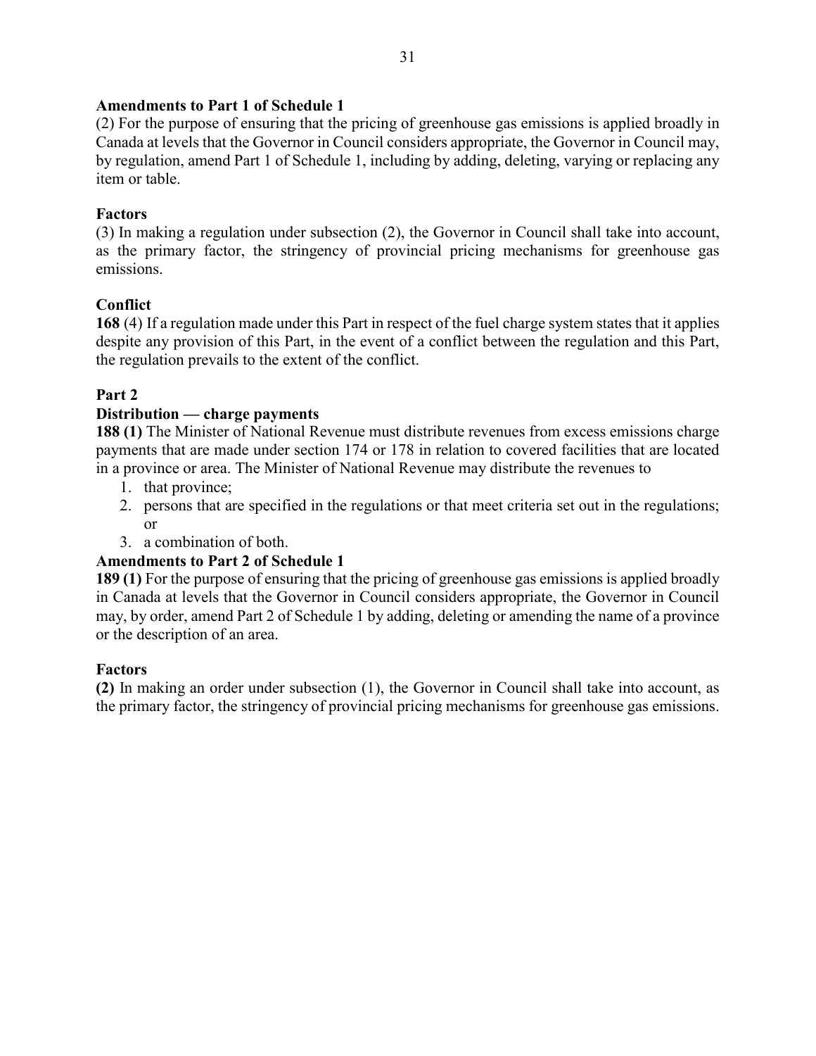**Amendments to Part 1 of Schedule 1**

(2) For the purpose of ensuring that the pricing of greenhouse gas emissions is applied broadly in Canada at levels that the Governor in Council considers appropriate, the Governor in Council may, by regulation, amend Part 1 of Schedule 1, including by adding, deleting, varying or replacing any item or table.

**Factors**

(3) In making a regulation under subsection (2), the Governor in Council shall take into account, as the primary factor, the stringency of provincial pricing mechanisms for greenhouse gas emissions.

**Conflict**

**168** (4) If a regulation made under this Part in respect of the fuel charge system states that it applies despite any provision of this Part, in the event of a conflict between the regulation and this Part, the regulation prevails to the extent of the conflict.

**Part 2**

**Distribution — charge payments**

**188 (1)** The Minister of National Revenue must distribute revenues from excess emissions charge payments that are made under section 174 or 178 in relation to covered facilities that are located in a province or area. The Minister of National Revenue may distribute the revenues to

1. that province;
2. persons that are specified in the regulations or that meet criteria set out in the regulations; or
3. a combination of both.

**Amendments to Part 2 of Schedule 1**

**189 (1)** For the purpose of ensuring that the pricing of greenhouse gas emissions is applied broadly in Canada at levels that the Governor in Council considers appropriate, the Governor in Council may, by order, amend Part 2 of Schedule 1 by adding, deleting or amending the name of a province or the description of an area.

**Factors**

**(2)** In making an order under subsection (1), the Governor in Council shall take into account, as the primary factor, the stringency of provincial pricing mechanisms for greenhouse gas emissions.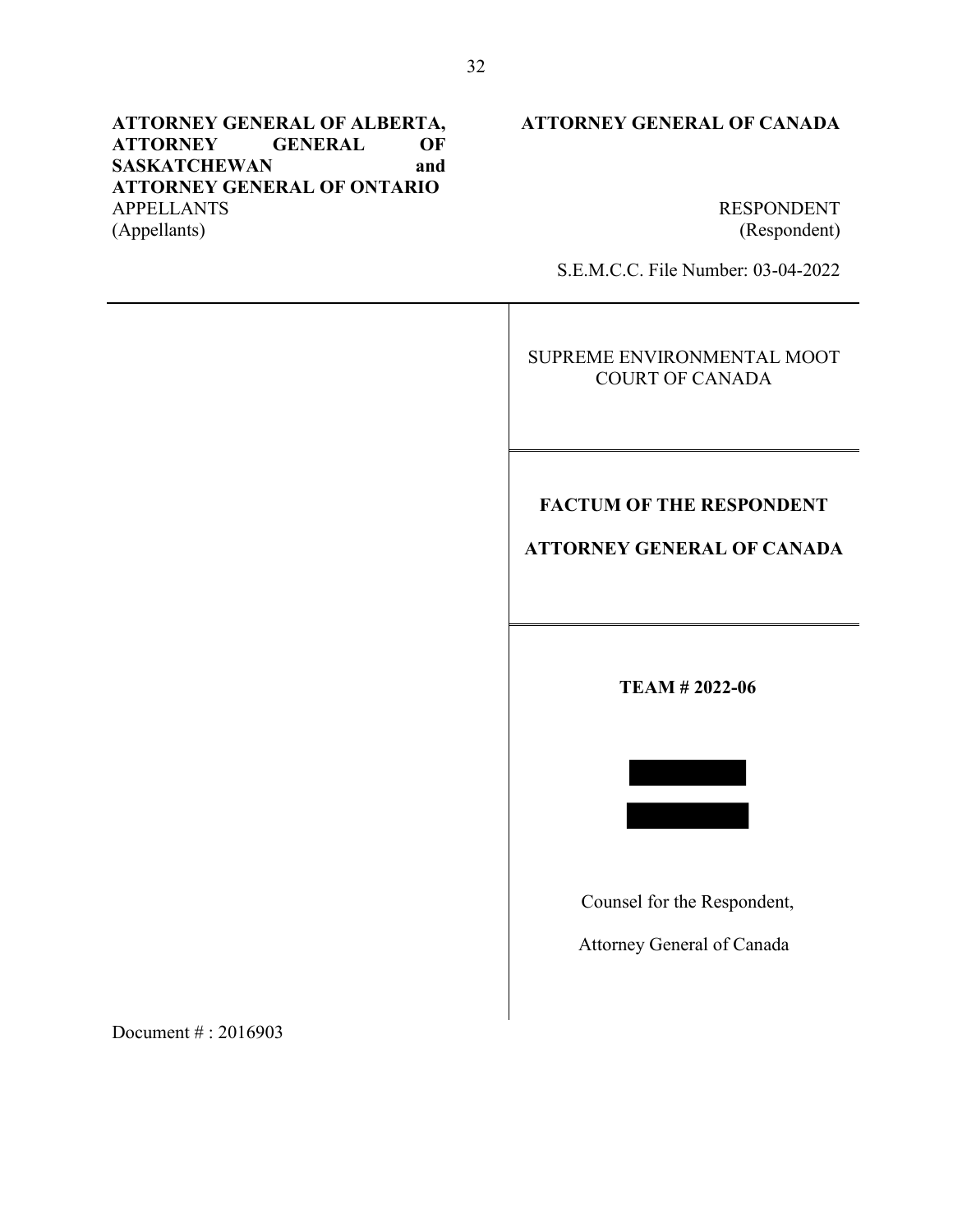**ATTORNEY GENERAL OF ALBERTA, ATTORNEY GENERAL OF SASKATCHEWAN and ATTORNEY GENERAL OF ONTARIO**
APPELLANTS
(Appellants)

**ATTORNEY GENERAL OF CANADA**

RESPONDENT
(Respondent)

S.E.M.C.C. File Number: 03-04-2022

SUPREME ENVIRONMENTAL MOOT COURT OF CANADA

**FACTUM OF THE RESPONDENT**

**ATTORNEY GENERAL OF CANADA**

**TEAM # 2022-06**

Counsel for the Respondent,

Attorney General of Canada

Document # : 2016903